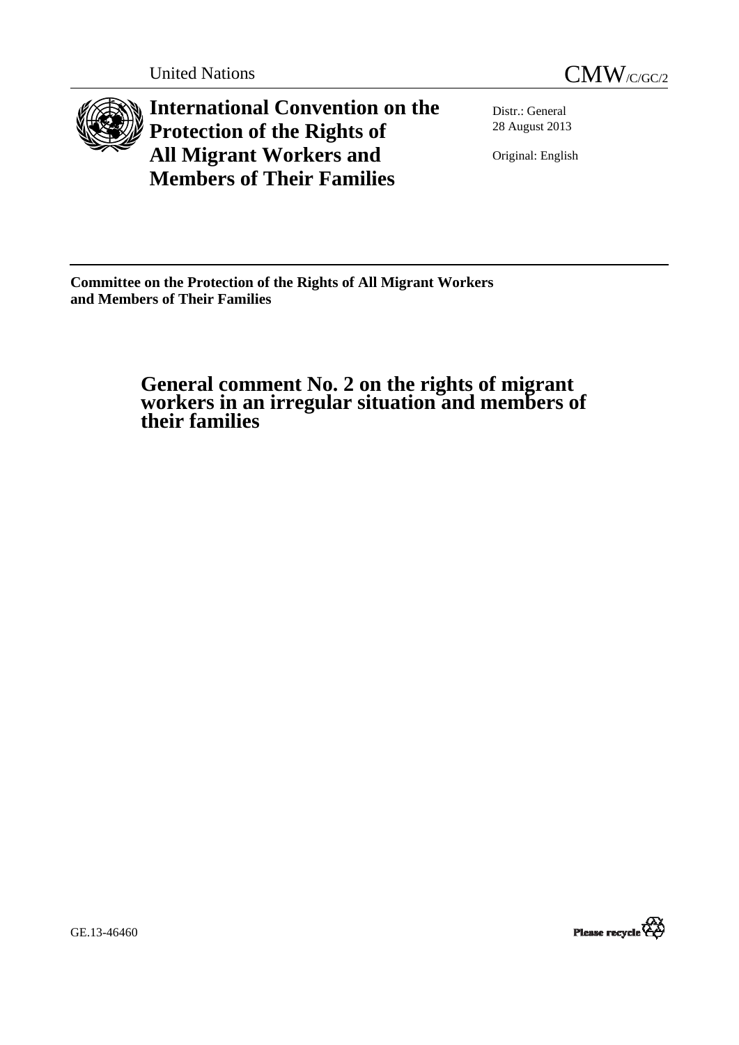United Nations

CMW/C/GC/2

# International Convention on the Protection of the Rights of All Migrant Workers and Members of Their Families

Distr.: General
28 August 2013

Original: English

**Committee on the Protection of the Rights of All Migrant Workers and Members of Their Families**

## General comment No. 2 on the rights of migrant workers in an irregular situation and members of their families

GE.13-46460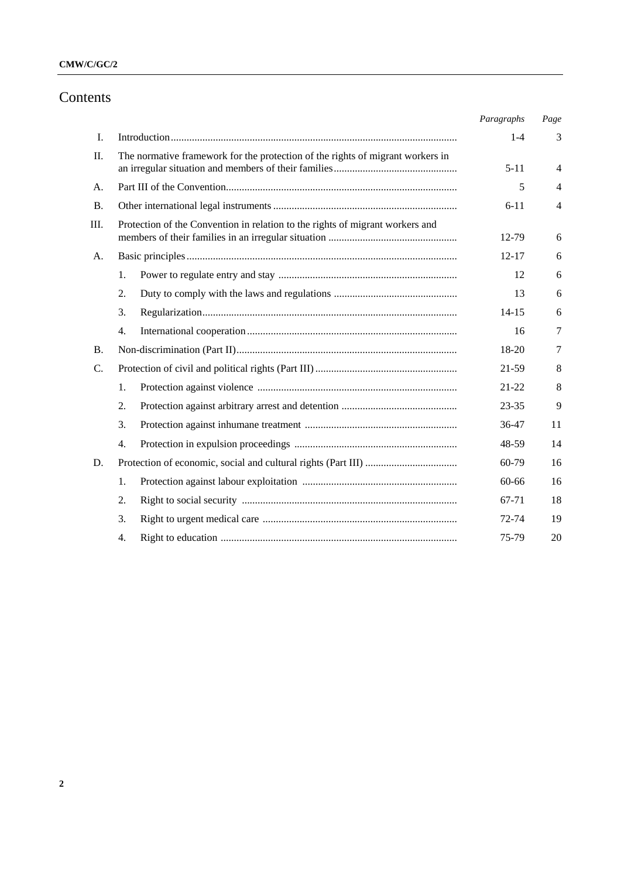# Contents

| | | Paragraphs | Page |
|---|---|---|---|
| I. | Introduction | 1-4 | 3 |
| II. | The normative framework for the protection of the rights of migrant workers in an irregular situation and members of their families | 5-11 | 4 |
| A. | Part III of the Convention | 5 | 4 |
| B. | Other international legal instruments | 6-11 | 4 |
| III. | Protection of the Convention in relation to the rights of migrant workers and members of their families in an irregular situation | 12-79 | 6 |
| A. | Basic principles | 12-17 | 6 |
| | 1. Power to regulate entry and stay | 12 | 6 |
| | 2. Duty to comply with the laws and regulations | 13 | 6 |
| | 3. Regularization | 14-15 | 6 |
| | 4. International cooperation | 16 | 7 |
| B. | Non-discrimination (Part II) | 18-20 | 7 |
| C. | Protection of civil and political rights (Part III) | 21-59 | 8 |
| | 1. Protection against violence | 21-22 | 8 |
| | 2. Protection against arbitrary arrest and detention | 23-35 | 9 |
| | 3. Protection against inhumane treatment | 36-47 | 11 |
| | 4. Protection in expulsion proceedings | 48-59 | 14 |
| D. | Protection of economic, social and cultural rights (Part III) | 60-79 | 16 |
| | 1. Protection against labour exploitation | 60-66 | 16 |
| | 2. Right to social security | 67-71 | 18 |
| | 3. Right to urgent medical care | 72-74 | 19 |
| | 4. Right to education | 75-79 | 20 |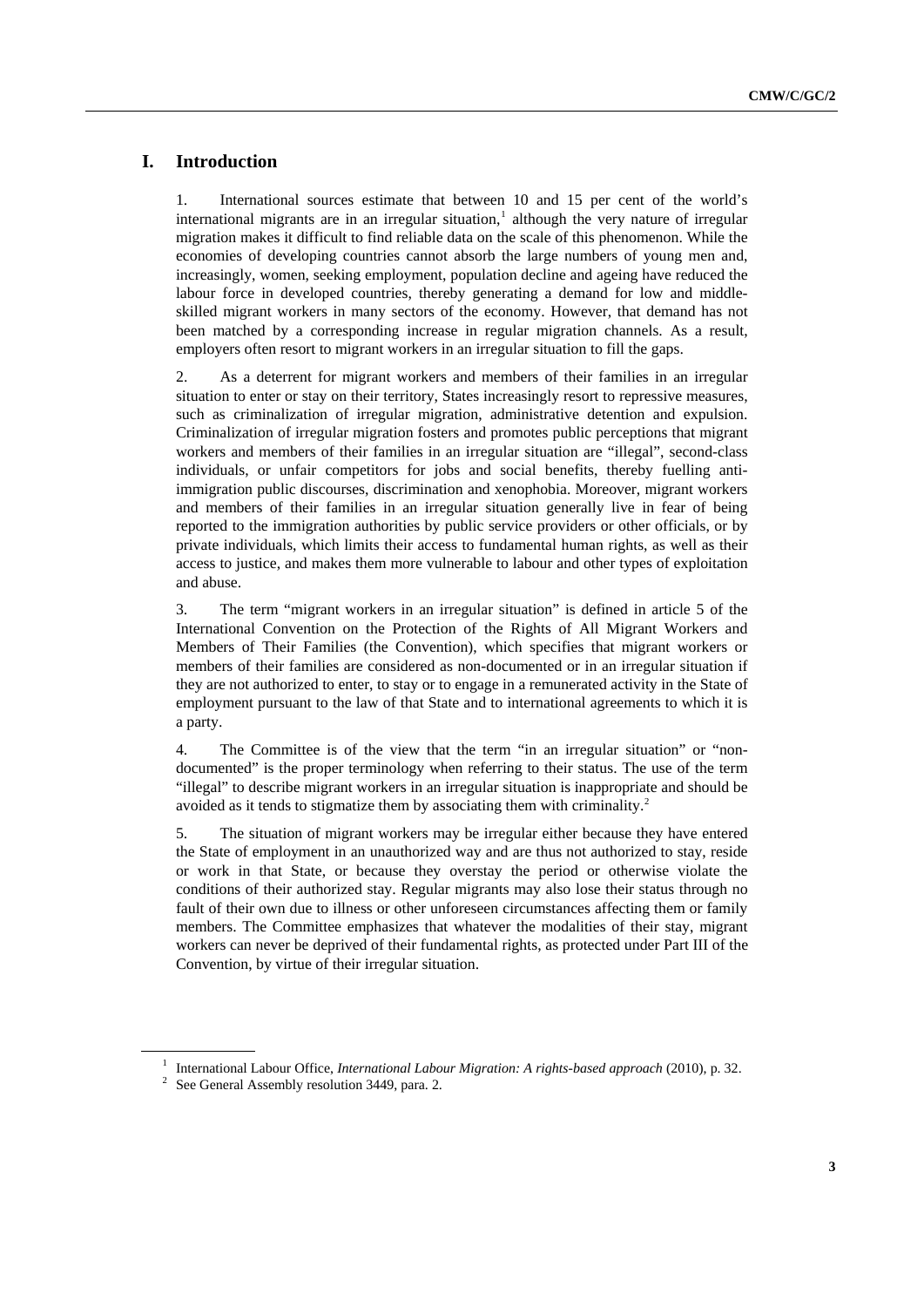## I. Introduction

1. International sources estimate that between 10 and 15 per cent of the world's international migrants are in an irregular situation,[1] although the very nature of irregular migration makes it difficult to find reliable data on the scale of this phenomenon. While the economies of developing countries cannot absorb the large numbers of young men and, increasingly, women, seeking employment, population decline and ageing have reduced the labour force in developed countries, thereby generating a demand for low and middle-skilled migrant workers in many sectors of the economy. However, that demand has not been matched by a corresponding increase in regular migration channels. As a result, employers often resort to migrant workers in an irregular situation to fill the gaps.

2. As a deterrent for migrant workers and members of their families in an irregular situation to enter or stay on their territory, States increasingly resort to repressive measures, such as criminalization of irregular migration, administrative detention and expulsion. Criminalization of irregular migration fosters and promotes public perceptions that migrant workers and members of their families in an irregular situation are "illegal", second-class individuals, or unfair competitors for jobs and social benefits, thereby fuelling anti-immigration public discourses, discrimination and xenophobia. Moreover, migrant workers and members of their families in an irregular situation generally live in fear of being reported to the immigration authorities by public service providers or other officials, or by private individuals, which limits their access to fundamental human rights, as well as their access to justice, and makes them more vulnerable to labour and other types of exploitation and abuse.

3. The term "migrant workers in an irregular situation" is defined in article 5 of the International Convention on the Protection of the Rights of All Migrant Workers and Members of Their Families (the Convention), which specifies that migrant workers or members of their families are considered as non-documented or in an irregular situation if they are not authorized to enter, to stay or to engage in a remunerated activity in the State of employment pursuant to the law of that State and to international agreements to which it is a party.

4. The Committee is of the view that the term "in an irregular situation" or "non-documented" is the proper terminology when referring to their status. The use of the term "illegal" to describe migrant workers in an irregular situation is inappropriate and should be avoided as it tends to stigmatize them by associating them with criminality.[2]

5. The situation of migrant workers may be irregular either because they have entered the State of employment in an unauthorized way and are thus not authorized to stay, reside or work in that State, or because they overstay the period or otherwise violate the conditions of their authorized stay. Regular migrants may also lose their status through no fault of their own due to illness or other unforeseen circumstances affecting them or family members. The Committee emphasizes that whatever the modalities of their stay, migrant workers can never be deprived of their fundamental rights, as protected under Part III of the Convention, by virtue of their irregular situation.

---

[1] International Labour Office, *International Labour Migration: A rights-based approach* (2010), p. 32.

[2] See General Assembly resolution 3449, para. 2.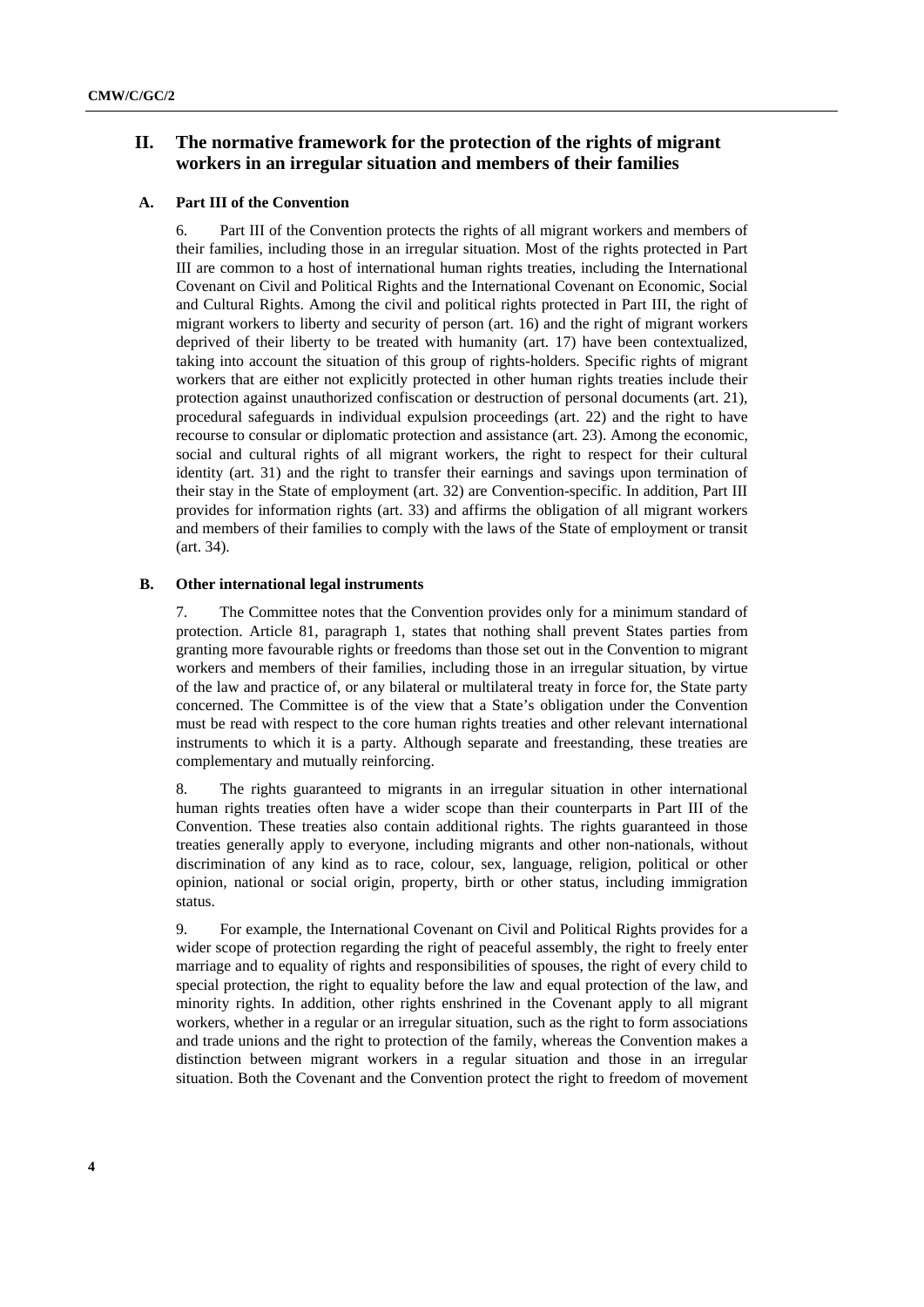## II. The normative framework for the protection of the rights of migrant workers in an irregular situation and members of their families

### A. Part III of the Convention

6. Part III of the Convention protects the rights of all migrant workers and members of their families, including those in an irregular situation. Most of the rights protected in Part III are common to a host of international human rights treaties, including the International Covenant on Civil and Political Rights and the International Covenant on Economic, Social and Cultural Rights. Among the civil and political rights protected in Part III, the right of migrant workers to liberty and security of person (art. 16) and the right of migrant workers deprived of their liberty to be treated with humanity (art. 17) have been contextualized, taking into account the situation of this group of rights-holders. Specific rights of migrant workers that are either not explicitly protected in other human rights treaties include their protection against unauthorized confiscation or destruction of personal documents (art. 21), procedural safeguards in individual expulsion proceedings (art. 22) and the right to have recourse to consular or diplomatic protection and assistance (art. 23). Among the economic, social and cultural rights of all migrant workers, the right to respect for their cultural identity (art. 31) and the right to transfer their earnings and savings upon termination of their stay in the State of employment (art. 32) are Convention-specific. In addition, Part III provides for information rights (art. 33) and affirms the obligation of all migrant workers and members of their families to comply with the laws of the State of employment or transit (art. 34).

### B. Other international legal instruments

7. The Committee notes that the Convention provides only for a minimum standard of protection. Article 81, paragraph 1, states that nothing shall prevent States parties from granting more favourable rights or freedoms than those set out in the Convention to migrant workers and members of their families, including those in an irregular situation, by virtue of the law and practice of, or any bilateral or multilateral treaty in force for, the State party concerned. The Committee is of the view that a State's obligation under the Convention must be read with respect to the core human rights treaties and other relevant international instruments to which it is a party. Although separate and freestanding, these treaties are complementary and mutually reinforcing.

8. The rights guaranteed to migrants in an irregular situation in other international human rights treaties often have a wider scope than their counterparts in Part III of the Convention. These treaties also contain additional rights. The rights guaranteed in those treaties generally apply to everyone, including migrants and other non-nationals, without discrimination of any kind as to race, colour, sex, language, religion, political or other opinion, national or social origin, property, birth or other status, including immigration status.

9. For example, the International Covenant on Civil and Political Rights provides for a wider scope of protection regarding the right of peaceful assembly, the right to freely enter marriage and to equality of rights and responsibilities of spouses, the right of every child to special protection, the right to equality before the law and equal protection of the law, and minority rights. In addition, other rights enshrined in the Covenant apply to all migrant workers, whether in a regular or an irregular situation, such as the right to form associations and trade unions and the right to protection of the family, whereas the Convention makes a distinction between migrant workers in a regular situation and those in an irregular situation. Both the Covenant and the Convention protect the right to freedom of movement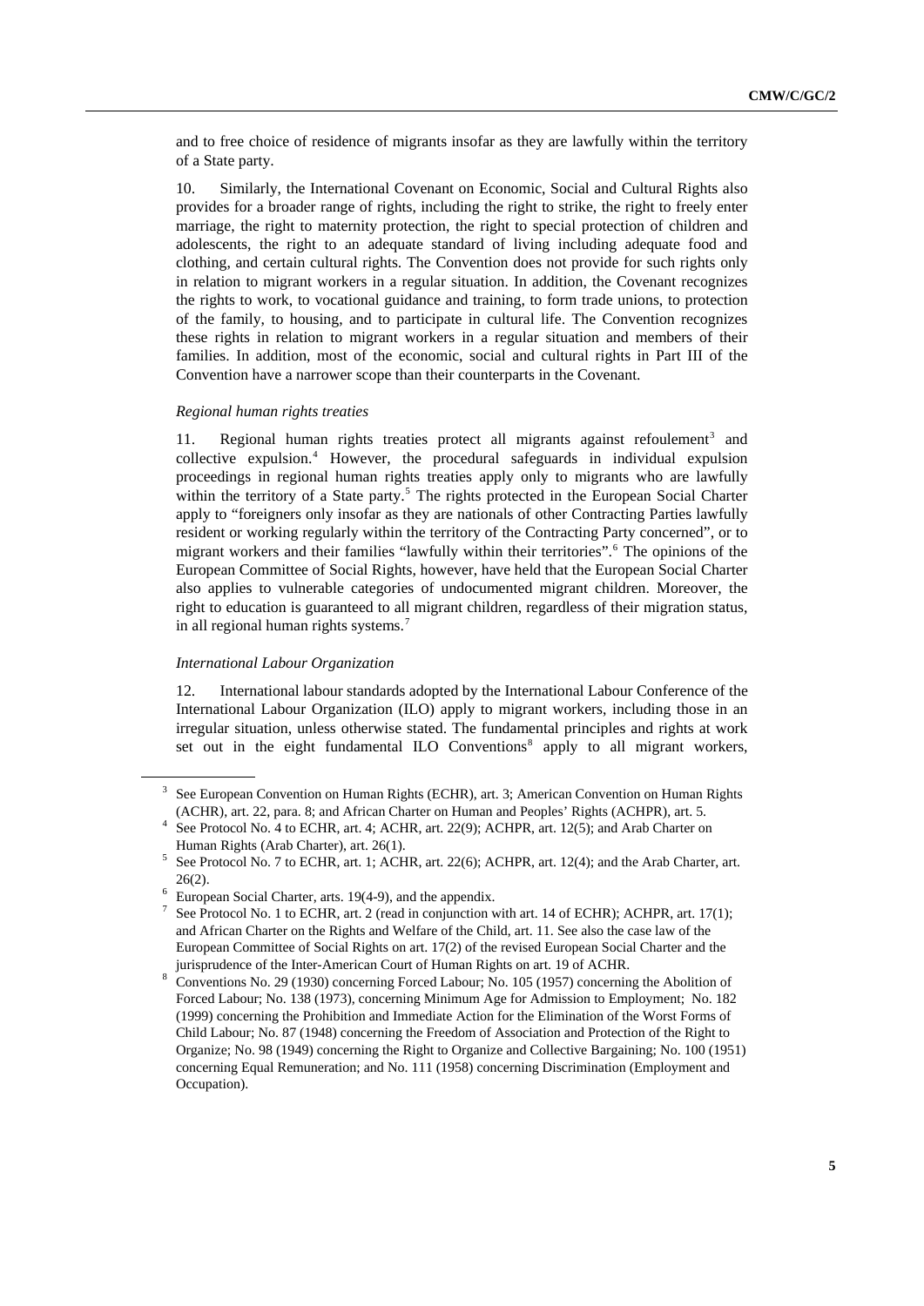and to free choice of residence of migrants insofar as they are lawfully within the territory of a State party.

10. Similarly, the International Covenant on Economic, Social and Cultural Rights also provides for a broader range of rights, including the right to strike, the right to freely enter marriage, the right to maternity protection, the right to special protection of children and adolescents, the right to an adequate standard of living including adequate food and clothing, and certain cultural rights. The Convention does not provide for such rights only in relation to migrant workers in a regular situation. In addition, the Covenant recognizes the rights to work, to vocational guidance and training, to form trade unions, to protection of the family, to housing, and to participate in cultural life. The Convention recognizes these rights in relation to migrant workers in a regular situation and members of their families. In addition, most of the economic, social and cultural rights in Part III of the Convention have a narrower scope than their counterparts in the Covenant.

*Regional human rights treaties*

11. Regional human rights treaties protect all migrants against refoulement[3] and collective expulsion.[4] However, the procedural safeguards in individual expulsion proceedings in regional human rights treaties apply only to migrants who are lawfully within the territory of a State party.[5] The rights protected in the European Social Charter apply to "foreigners only insofar as they are nationals of other Contracting Parties lawfully resident or working regularly within the territory of the Contracting Party concerned", or to migrant workers and their families "lawfully within their territories".[6] The opinions of the European Committee of Social Rights, however, have held that the European Social Charter also applies to vulnerable categories of undocumented migrant children. Moreover, the right to education is guaranteed to all migrant children, regardless of their migration status, in all regional human rights systems.[7]

*International Labour Organization*

12. International labour standards adopted by the International Labour Conference of the International Labour Organization (ILO) apply to migrant workers, including those in an irregular situation, unless otherwise stated. The fundamental principles and rights at work set out in the eight fundamental ILO Conventions[8] apply to all migrant workers,

---

[3] See European Convention on Human Rights (ECHR), art. 3; American Convention on Human Rights (ACHR), art. 22, para. 8; and African Charter on Human and Peoples' Rights (ACHPR), art. 5.

[4] See Protocol No. 4 to ECHR, art. 4; ACHR, art. 22(9); ACHPR, art. 12(5); and Arab Charter on Human Rights (Arab Charter), art. 26(1).

[5] See Protocol No. 7 to ECHR, art. 1; ACHR, art. 22(6); ACHPR, art. 12(4); and the Arab Charter, art. 26(2).

[6] European Social Charter, arts. 19(4-9), and the appendix.

[7] See Protocol No. 1 to ECHR, art. 2 (read in conjunction with art. 14 of ECHR); ACHPR, art. 17(1); and African Charter on the Rights and Welfare of the Child, art. 11. See also the case law of the European Committee of Social Rights on art. 17(2) of the revised European Social Charter and the jurisprudence of the Inter-American Court of Human Rights on art. 19 of ACHR.

[8] Conventions No. 29 (1930) concerning Forced Labour; No. 105 (1957) concerning the Abolition of Forced Labour; No. 138 (1973), concerning Minimum Age for Admission to Employment; No. 182 (1999) concerning the Prohibition and Immediate Action for the Elimination of the Worst Forms of Child Labour; No. 87 (1948) concerning the Freedom of Association and Protection of the Right to Organize; No. 98 (1949) concerning the Right to Organize and Collective Bargaining; No. 100 (1951) concerning Equal Remuneration; and No. 111 (1958) concerning Discrimination (Employment and Occupation).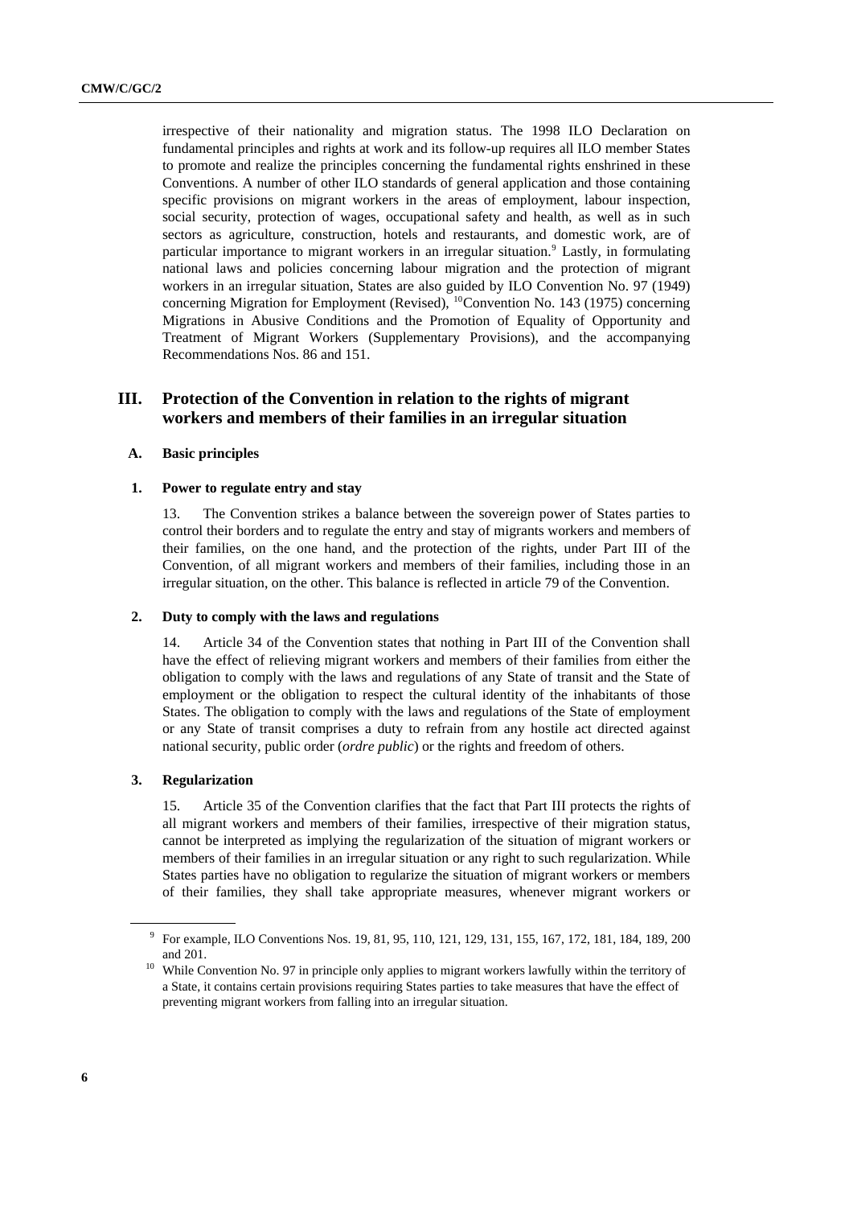irrespective of their nationality and migration status. The 1998 ILO Declaration on fundamental principles and rights at work and its follow-up requires all ILO member States to promote and realize the principles concerning the fundamental rights enshrined in these Conventions. A number of other ILO standards of general application and those containing specific provisions on migrant workers in the areas of employment, labour inspection, social security, protection of wages, occupational safety and health, as well as in such sectors as agriculture, construction, hotels and restaurants, and domestic work, are of particular importance to migrant workers in an irregular situation.[9] Lastly, in formulating national laws and policies concerning labour migration and the protection of migrant workers in an irregular situation, States are also guided by ILO Convention No. 97 (1949) concerning Migration for Employment (Revised), [10]Convention No. 143 (1975) concerning Migrations in Abusive Conditions and the Promotion of Equality of Opportunity and Treatment of Migrant Workers (Supplementary Provisions), and the accompanying Recommendations Nos. 86 and 151.

## III. Protection of the Convention in relation to the rights of migrant workers and members of their families in an irregular situation

### A. Basic principles

#### 1. Power to regulate entry and stay

13. The Convention strikes a balance between the sovereign power of States parties to control their borders and to regulate the entry and stay of migrants workers and members of their families, on the one hand, and the protection of the rights, under Part III of the Convention, of all migrant workers and members of their families, including those in an irregular situation, on the other. This balance is reflected in article 79 of the Convention.

#### 2. Duty to comply with the laws and regulations

14. Article 34 of the Convention states that nothing in Part III of the Convention shall have the effect of relieving migrant workers and members of their families from either the obligation to comply with the laws and regulations of any State of transit and the State of employment or the obligation to respect the cultural identity of the inhabitants of those States. The obligation to comply with the laws and regulations of the State of employment or any State of transit comprises a duty to refrain from any hostile act directed against national security, public order (*ordre public*) or the rights and freedom of others.

#### 3. Regularization

15. Article 35 of the Convention clarifies that the fact that Part III protects the rights of all migrant workers and members of their families, irrespective of their migration status, cannot be interpreted as implying the regularization of the situation of migrant workers or members of their families in an irregular situation or any right to such regularization. While States parties have no obligation to regularize the situation of migrant workers or members of their families, they shall take appropriate measures, whenever migrant workers or

---

[9] For example, ILO Conventions Nos. 19, 81, 95, 110, 121, 129, 131, 155, 167, 172, 181, 184, 189, 200 and 201.

[10] While Convention No. 97 in principle only applies to migrant workers lawfully within the territory of a State, it contains certain provisions requiring States parties to take measures that have the effect of preventing migrant workers from falling into an irregular situation.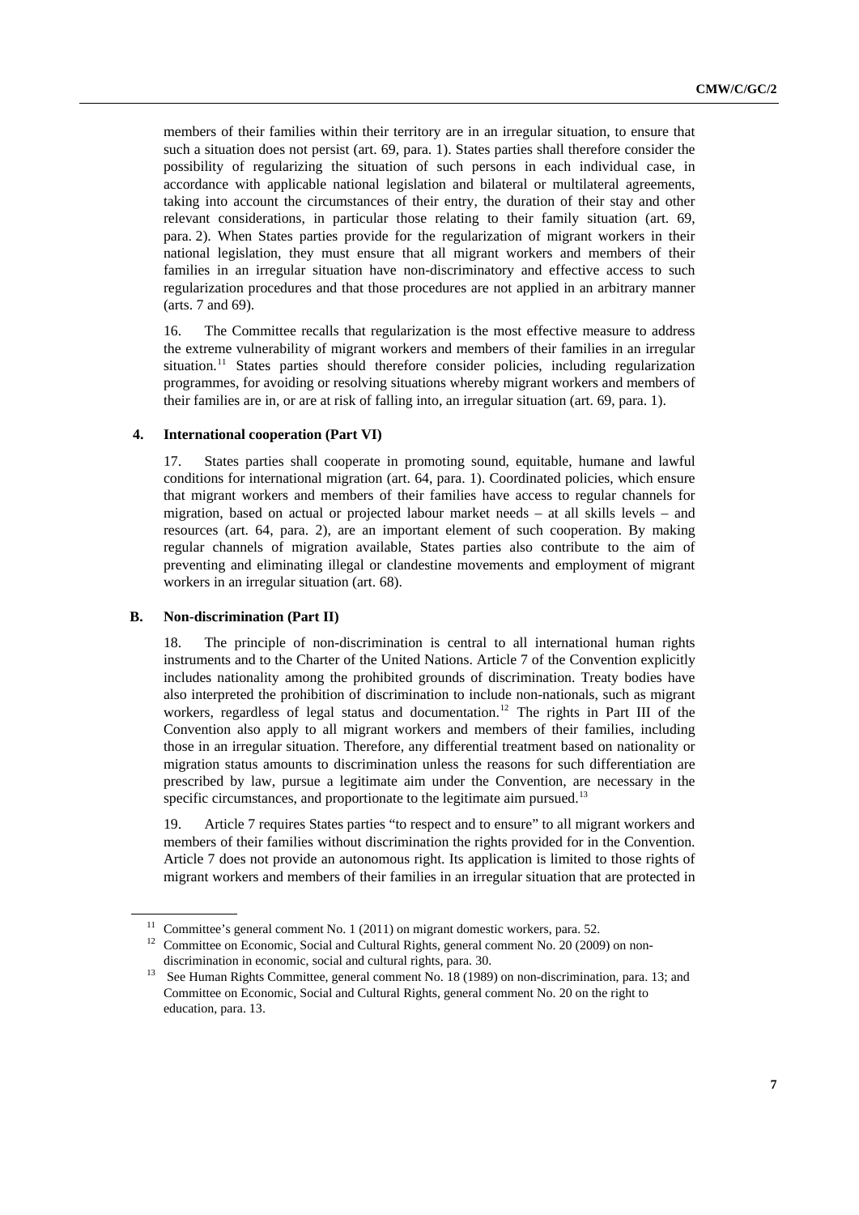members of their families within their territory are in an irregular situation, to ensure that such a situation does not persist (art. 69, para. 1). States parties shall therefore consider the possibility of regularizing the situation of such persons in each individual case, in accordance with applicable national legislation and bilateral or multilateral agreements, taking into account the circumstances of their entry, the duration of their stay and other relevant considerations, in particular those relating to their family situation (art. 69, para. 2). When States parties provide for the regularization of migrant workers in their national legislation, they must ensure that all migrant workers and members of their families in an irregular situation have non-discriminatory and effective access to such regularization procedures and that those procedures are not applied in an arbitrary manner (arts. 7 and 69).

16. The Committee recalls that regularization is the most effective measure to address the extreme vulnerability of migrant workers and members of their families in an irregular situation.[11] States parties should therefore consider policies, including regularization programmes, for avoiding or resolving situations whereby migrant workers and members of their families are in, or are at risk of falling into, an irregular situation (art. 69, para. 1).

#### 4. International cooperation (Part VI)

17. States parties shall cooperate in promoting sound, equitable, humane and lawful conditions for international migration (art. 64, para. 1). Coordinated policies, which ensure that migrant workers and members of their families have access to regular channels for migration, based on actual or projected labour market needs – at all skills levels – and resources (art. 64, para. 2), are an important element of such cooperation. By making regular channels of migration available, States parties also contribute to the aim of preventing and eliminating illegal or clandestine movements and employment of migrant workers in an irregular situation (art. 68).

### B. Non-discrimination (Part II)

18. The principle of non-discrimination is central to all international human rights instruments and to the Charter of the United Nations. Article 7 of the Convention explicitly includes nationality among the prohibited grounds of discrimination. Treaty bodies have also interpreted the prohibition of discrimination to include non-nationals, such as migrant workers, regardless of legal status and documentation.[12] The rights in Part III of the Convention also apply to all migrant workers and members of their families, including those in an irregular situation. Therefore, any differential treatment based on nationality or migration status amounts to discrimination unless the reasons for such differentiation are prescribed by law, pursue a legitimate aim under the Convention, are necessary in the specific circumstances, and proportionate to the legitimate aim pursued.[13]

19. Article 7 requires States parties "to respect and to ensure" to all migrant workers and members of their families without discrimination the rights provided for in the Convention. Article 7 does not provide an autonomous right. Its application is limited to those rights of migrant workers and members of their families in an irregular situation that are protected in

---

[11] Committee's general comment No. 1 (2011) on migrant domestic workers, para. 52.

[12] Committee on Economic, Social and Cultural Rights, general comment No. 20 (2009) on non-discrimination in economic, social and cultural rights, para. 30.

[13] See Human Rights Committee, general comment No. 18 (1989) on non-discrimination, para. 13; and Committee on Economic, Social and Cultural Rights, general comment No. 20 on the right to education, para. 13.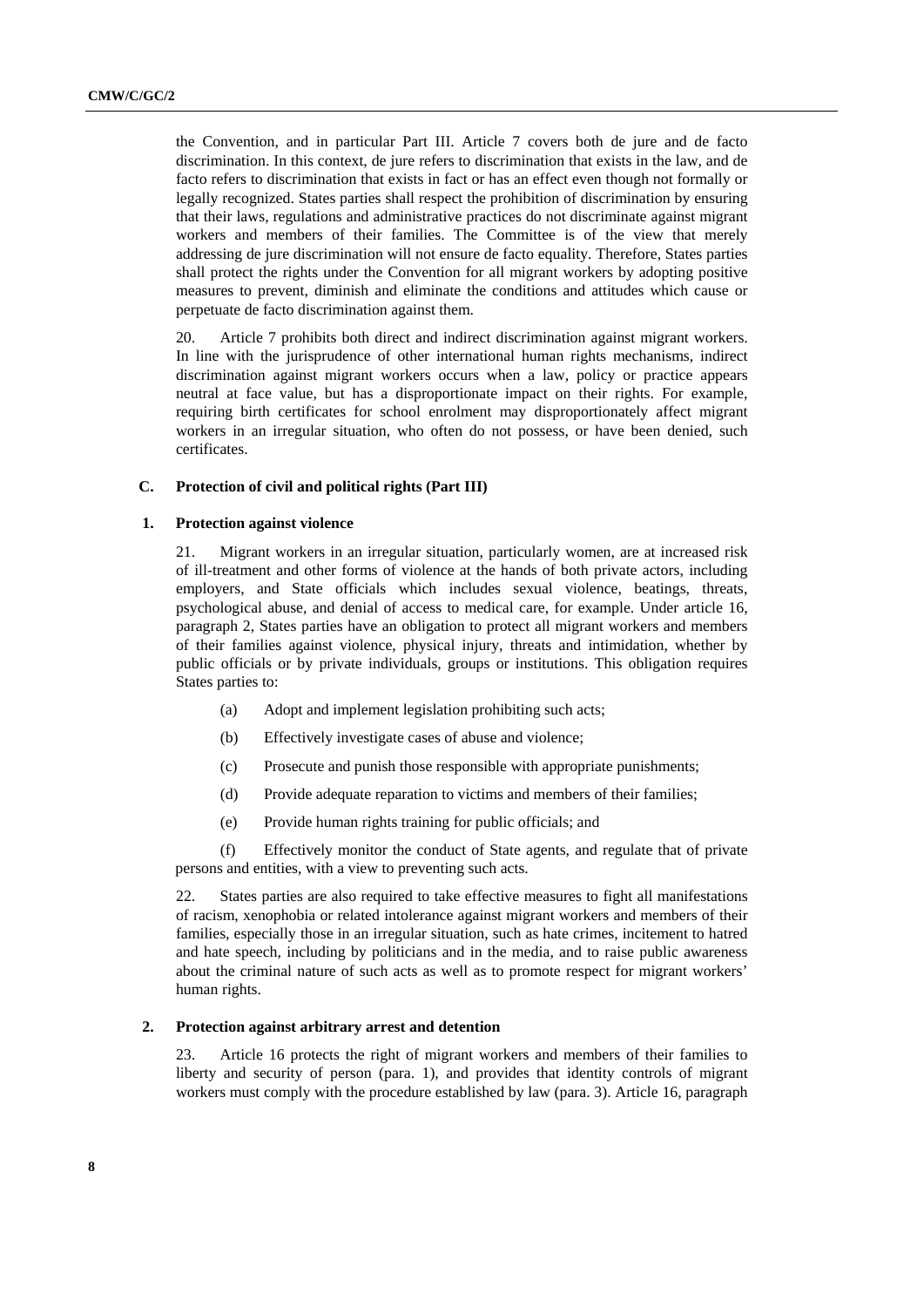the Convention, and in particular Part III. Article 7 covers both de jure and de facto discrimination. In this context, de jure refers to discrimination that exists in the law, and de facto refers to discrimination that exists in fact or has an effect even though not formally or legally recognized. States parties shall respect the prohibition of discrimination by ensuring that their laws, regulations and administrative practices do not discriminate against migrant workers and members of their families. The Committee is of the view that merely addressing de jure discrimination will not ensure de facto equality. Therefore, States parties shall protect the rights under the Convention for all migrant workers by adopting positive measures to prevent, diminish and eliminate the conditions and attitudes which cause or perpetuate de facto discrimination against them.

20. Article 7 prohibits both direct and indirect discrimination against migrant workers. In line with the jurisprudence of other international human rights mechanisms, indirect discrimination against migrant workers occurs when a law, policy or practice appears neutral at face value, but has a disproportionate impact on their rights. For example, requiring birth certificates for school enrolment may disproportionately affect migrant workers in an irregular situation, who often do not possess, or have been denied, such certificates.

### C. Protection of civil and political rights (Part III)

#### 1. Protection against violence

21. Migrant workers in an irregular situation, particularly women, are at increased risk of ill-treatment and other forms of violence at the hands of both private actors, including employers, and State officials which includes sexual violence, beatings, threats, psychological abuse, and denial of access to medical care, for example. Under article 16, paragraph 2, States parties have an obligation to protect all migrant workers and members of their families against violence, physical injury, threats and intimidation, whether by public officials or by private individuals, groups or institutions. This obligation requires States parties to:

(a) Adopt and implement legislation prohibiting such acts;

(b) Effectively investigate cases of abuse and violence;

(c) Prosecute and punish those responsible with appropriate punishments;

(d) Provide adequate reparation to victims and members of their families;

(e) Provide human rights training for public officials; and

(f) Effectively monitor the conduct of State agents, and regulate that of private persons and entities, with a view to preventing such acts.

22. States parties are also required to take effective measures to fight all manifestations of racism, xenophobia or related intolerance against migrant workers and members of their families, especially those in an irregular situation, such as hate crimes, incitement to hatred and hate speech, including by politicians and in the media, and to raise public awareness about the criminal nature of such acts as well as to promote respect for migrant workers' human rights.

#### 2. Protection against arbitrary arrest and detention

23. Article 16 protects the right of migrant workers and members of their families to liberty and security of person (para. 1), and provides that identity controls of migrant workers must comply with the procedure established by law (para. 3). Article 16, paragraph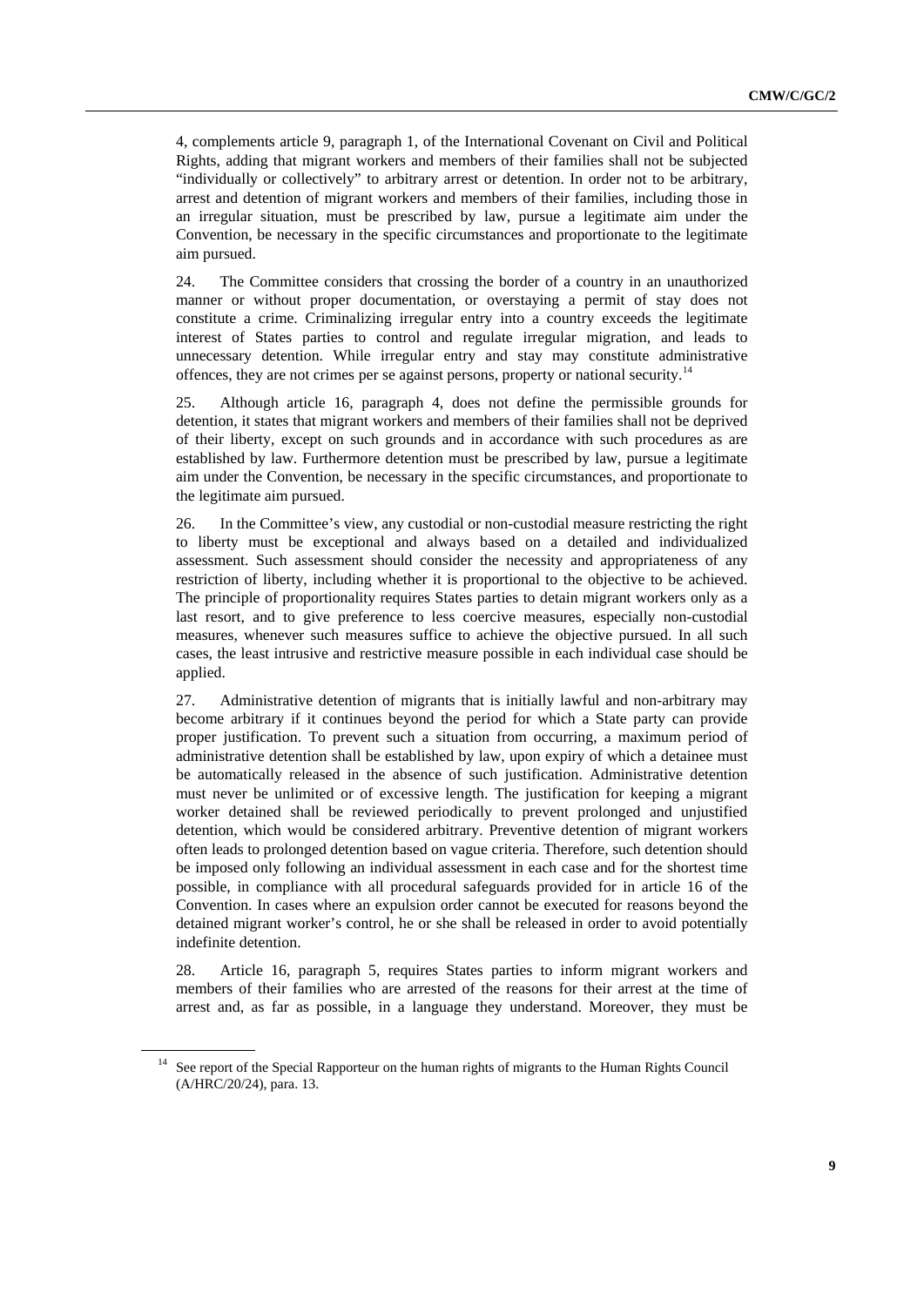4, complements article 9, paragraph 1, of the International Covenant on Civil and Political Rights, adding that migrant workers and members of their families shall not be subjected "individually or collectively" to arbitrary arrest or detention. In order not to be arbitrary, arrest and detention of migrant workers and members of their families, including those in an irregular situation, must be prescribed by law, pursue a legitimate aim under the Convention, be necessary in the specific circumstances and proportionate to the legitimate aim pursued.

24. The Committee considers that crossing the border of a country in an unauthorized manner or without proper documentation, or overstaying a permit of stay does not constitute a crime. Criminalizing irregular entry into a country exceeds the legitimate interest of States parties to control and regulate irregular migration, and leads to unnecessary detention. While irregular entry and stay may constitute administrative offences, they are not crimes per se against persons, property or national security.[14]

25. Although article 16, paragraph 4, does not define the permissible grounds for detention, it states that migrant workers and members of their families shall not be deprived of their liberty, except on such grounds and in accordance with such procedures as are established by law. Furthermore detention must be prescribed by law, pursue a legitimate aim under the Convention, be necessary in the specific circumstances, and proportionate to the legitimate aim pursued.

26. In the Committee's view, any custodial or non-custodial measure restricting the right to liberty must be exceptional and always based on a detailed and individualized assessment. Such assessment should consider the necessity and appropriateness of any restriction of liberty, including whether it is proportional to the objective to be achieved. The principle of proportionality requires States parties to detain migrant workers only as a last resort, and to give preference to less coercive measures, especially non-custodial measures, whenever such measures suffice to achieve the objective pursued. In all such cases, the least intrusive and restrictive measure possible in each individual case should be applied.

27. Administrative detention of migrants that is initially lawful and non-arbitrary may become arbitrary if it continues beyond the period for which a State party can provide proper justification. To prevent such a situation from occurring, a maximum period of administrative detention shall be established by law, upon expiry of which a detainee must be automatically released in the absence of such justification. Administrative detention must never be unlimited or of excessive length. The justification for keeping a migrant worker detained shall be reviewed periodically to prevent prolonged and unjustified detention, which would be considered arbitrary. Preventive detention of migrant workers often leads to prolonged detention based on vague criteria. Therefore, such detention should be imposed only following an individual assessment in each case and for the shortest time possible, in compliance with all procedural safeguards provided for in article 16 of the Convention. In cases where an expulsion order cannot be executed for reasons beyond the detained migrant worker's control, he or she shall be released in order to avoid potentially indefinite detention.

28. Article 16, paragraph 5, requires States parties to inform migrant workers and members of their families who are arrested of the reasons for their arrest at the time of arrest and, as far as possible, in a language they understand. Moreover, they must be

[14] See report of the Special Rapporteur on the human rights of migrants to the Human Rights Council (A/HRC/20/24), para. 13.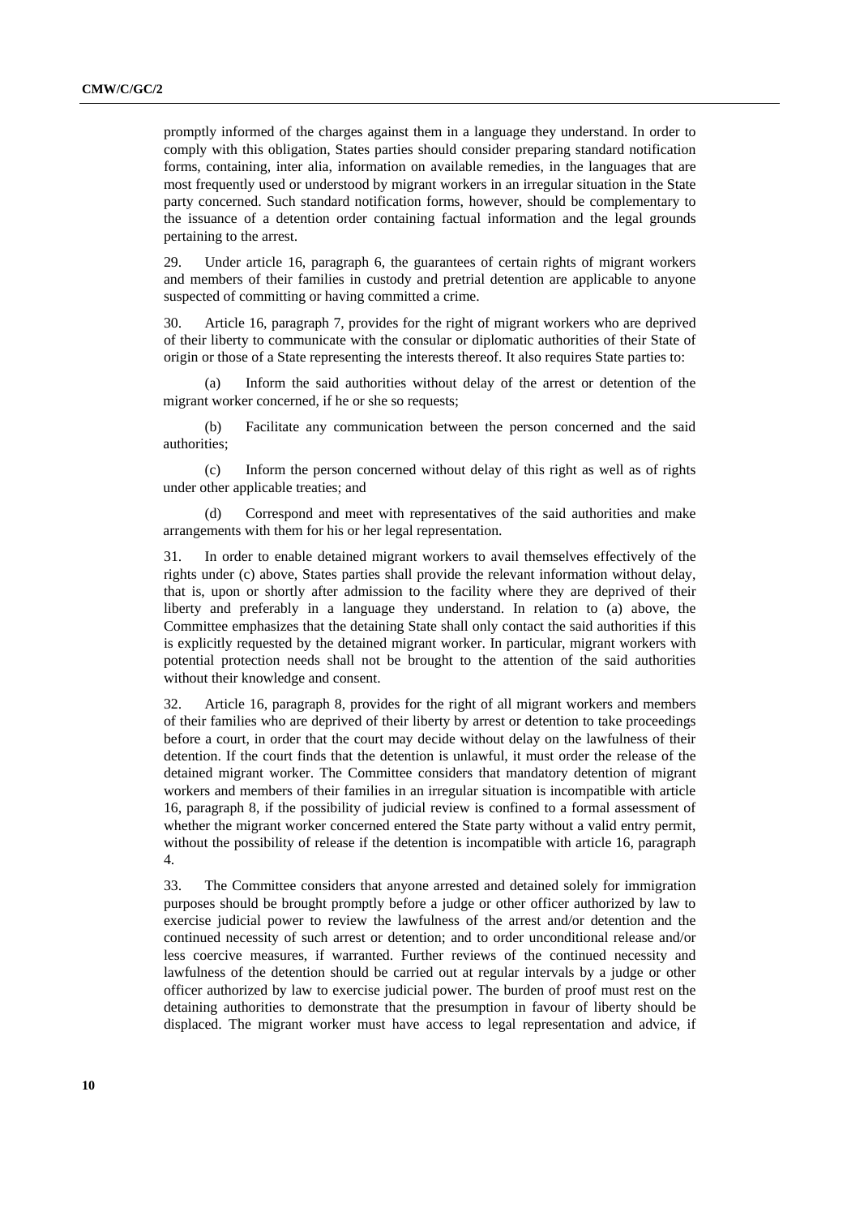promptly informed of the charges against them in a language they understand. In order to comply with this obligation, States parties should consider preparing standard notification forms, containing, inter alia, information on available remedies, in the languages that are most frequently used or understood by migrant workers in an irregular situation in the State party concerned. Such standard notification forms, however, should be complementary to the issuance of a detention order containing factual information and the legal grounds pertaining to the arrest.

29. Under article 16, paragraph 6, the guarantees of certain rights of migrant workers and members of their families in custody and pretrial detention are applicable to anyone suspected of committing or having committed a crime.

30. Article 16, paragraph 7, provides for the right of migrant workers who are deprived of their liberty to communicate with the consular or diplomatic authorities of their State of origin or those of a State representing the interests thereof. It also requires State parties to:

(a) Inform the said authorities without delay of the arrest or detention of the migrant worker concerned, if he or she so requests;

(b) Facilitate any communication between the person concerned and the said authorities;

(c) Inform the person concerned without delay of this right as well as of rights under other applicable treaties; and

(d) Correspond and meet with representatives of the said authorities and make arrangements with them for his or her legal representation.

31. In order to enable detained migrant workers to avail themselves effectively of the rights under (c) above, States parties shall provide the relevant information without delay, that is, upon or shortly after admission to the facility where they are deprived of their liberty and preferably in a language they understand. In relation to (a) above, the Committee emphasizes that the detaining State shall only contact the said authorities if this is explicitly requested by the detained migrant worker. In particular, migrant workers with potential protection needs shall not be brought to the attention of the said authorities without their knowledge and consent.

32. Article 16, paragraph 8, provides for the right of all migrant workers and members of their families who are deprived of their liberty by arrest or detention to take proceedings before a court, in order that the court may decide without delay on the lawfulness of their detention. If the court finds that the detention is unlawful, it must order the release of the detained migrant worker. The Committee considers that mandatory detention of migrant workers and members of their families in an irregular situation is incompatible with article 16, paragraph 8, if the possibility of judicial review is confined to a formal assessment of whether the migrant worker concerned entered the State party without a valid entry permit, without the possibility of release if the detention is incompatible with article 16, paragraph 4.

33. The Committee considers that anyone arrested and detained solely for immigration purposes should be brought promptly before a judge or other officer authorized by law to exercise judicial power to review the lawfulness of the arrest and/or detention and the continued necessity of such arrest or detention; and to order unconditional release and/or less coercive measures, if warranted. Further reviews of the continued necessity and lawfulness of the detention should be carried out at regular intervals by a judge or other officer authorized by law to exercise judicial power. The burden of proof must rest on the detaining authorities to demonstrate that the presumption in favour of liberty should be displaced. The migrant worker must have access to legal representation and advice, if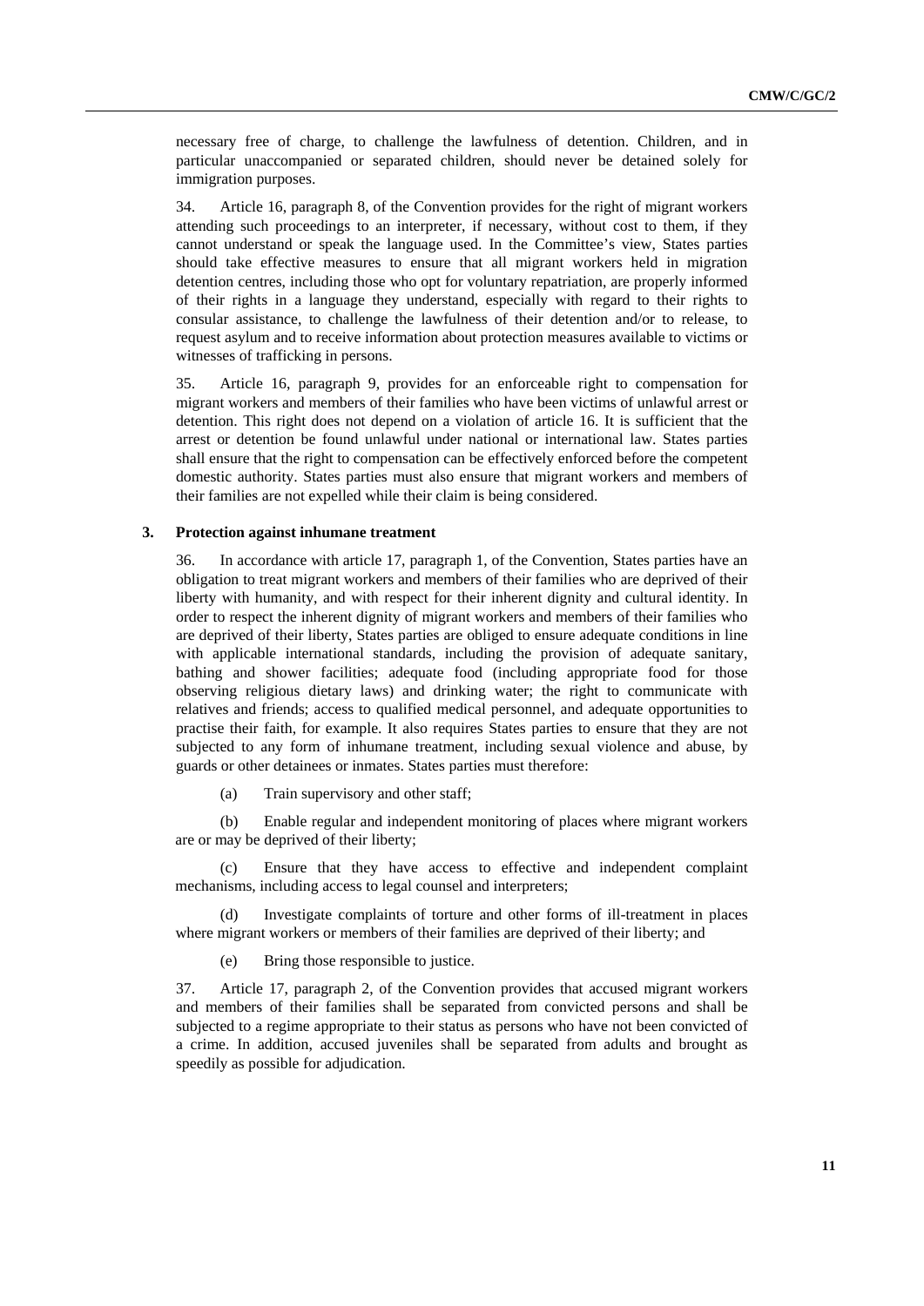necessary free of charge, to challenge the lawfulness of detention. Children, and in particular unaccompanied or separated children, should never be detained solely for immigration purposes.

34. Article 16, paragraph 8, of the Convention provides for the right of migrant workers attending such proceedings to an interpreter, if necessary, without cost to them, if they cannot understand or speak the language used. In the Committee's view, States parties should take effective measures to ensure that all migrant workers held in migration detention centres, including those who opt for voluntary repatriation, are properly informed of their rights in a language they understand, especially with regard to their rights to consular assistance, to challenge the lawfulness of their detention and/or to release, to request asylum and to receive information about protection measures available to victims or witnesses of trafficking in persons.

35. Article 16, paragraph 9, provides for an enforceable right to compensation for migrant workers and members of their families who have been victims of unlawful arrest or detention. This right does not depend on a violation of article 16. It is sufficient that the arrest or detention be found unlawful under national or international law. States parties shall ensure that the right to compensation can be effectively enforced before the competent domestic authority. States parties must also ensure that migrant workers and members of their families are not expelled while their claim is being considered.

### 3. Protection against inhumane treatment

36. In accordance with article 17, paragraph 1, of the Convention, States parties have an obligation to treat migrant workers and members of their families who are deprived of their liberty with humanity, and with respect for their inherent dignity and cultural identity. In order to respect the inherent dignity of migrant workers and members of their families who are deprived of their liberty, States parties are obliged to ensure adequate conditions in line with applicable international standards, including the provision of adequate sanitary, bathing and shower facilities; adequate food (including appropriate food for those observing religious dietary laws) and drinking water; the right to communicate with relatives and friends; access to qualified medical personnel, and adequate opportunities to practise their faith, for example. It also requires States parties to ensure that they are not subjected to any form of inhumane treatment, including sexual violence and abuse, by guards or other detainees or inmates. States parties must therefore:

(a) Train supervisory and other staff;

(b) Enable regular and independent monitoring of places where migrant workers are or may be deprived of their liberty;

(c) Ensure that they have access to effective and independent complaint mechanisms, including access to legal counsel and interpreters;

(d) Investigate complaints of torture and other forms of ill-treatment in places where migrant workers or members of their families are deprived of their liberty; and

(e) Bring those responsible to justice.

37. Article 17, paragraph 2, of the Convention provides that accused migrant workers and members of their families shall be separated from convicted persons and shall be subjected to a regime appropriate to their status as persons who have not been convicted of a crime. In addition, accused juveniles shall be separated from adults and brought as speedily as possible for adjudication.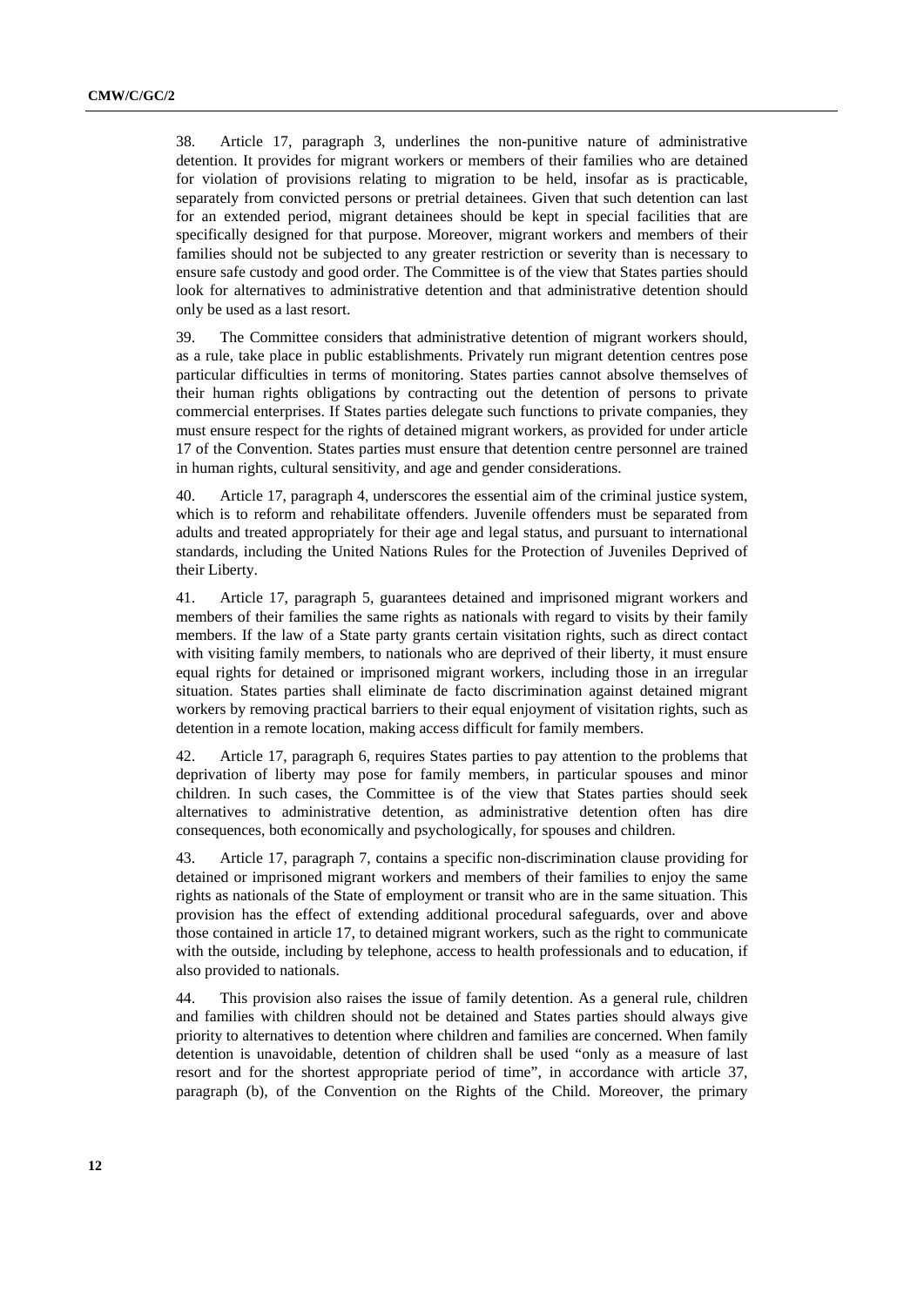38. Article 17, paragraph 3, underlines the non-punitive nature of administrative detention. It provides for migrant workers or members of their families who are detained for violation of provisions relating to migration to be held, insofar as is practicable, separately from convicted persons or pretrial detainees. Given that such detention can last for an extended period, migrant detainees should be kept in special facilities that are specifically designed for that purpose. Moreover, migrant workers and members of their families should not be subjected to any greater restriction or severity than is necessary to ensure safe custody and good order. The Committee is of the view that States parties should look for alternatives to administrative detention and that administrative detention should only be used as a last resort.

39. The Committee considers that administrative detention of migrant workers should, as a rule, take place in public establishments. Privately run migrant detention centres pose particular difficulties in terms of monitoring. States parties cannot absolve themselves of their human rights obligations by contracting out the detention of persons to private commercial enterprises. If States parties delegate such functions to private companies, they must ensure respect for the rights of detained migrant workers, as provided for under article 17 of the Convention. States parties must ensure that detention centre personnel are trained in human rights, cultural sensitivity, and age and gender considerations.

40. Article 17, paragraph 4, underscores the essential aim of the criminal justice system, which is to reform and rehabilitate offenders. Juvenile offenders must be separated from adults and treated appropriately for their age and legal status, and pursuant to international standards, including the United Nations Rules for the Protection of Juveniles Deprived of their Liberty.

41. Article 17, paragraph 5, guarantees detained and imprisoned migrant workers and members of their families the same rights as nationals with regard to visits by their family members. If the law of a State party grants certain visitation rights, such as direct contact with visiting family members, to nationals who are deprived of their liberty, it must ensure equal rights for detained or imprisoned migrant workers, including those in an irregular situation. States parties shall eliminate de facto discrimination against detained migrant workers by removing practical barriers to their equal enjoyment of visitation rights, such as detention in a remote location, making access difficult for family members.

42. Article 17, paragraph 6, requires States parties to pay attention to the problems that deprivation of liberty may pose for family members, in particular spouses and minor children. In such cases, the Committee is of the view that States parties should seek alternatives to administrative detention, as administrative detention often has dire consequences, both economically and psychologically, for spouses and children.

43. Article 17, paragraph 7, contains a specific non-discrimination clause providing for detained or imprisoned migrant workers and members of their families to enjoy the same rights as nationals of the State of employment or transit who are in the same situation. This provision has the effect of extending additional procedural safeguards, over and above those contained in article 17, to detained migrant workers, such as the right to communicate with the outside, including by telephone, access to health professionals and to education, if also provided to nationals.

44. This provision also raises the issue of family detention. As a general rule, children and families with children should not be detained and States parties should always give priority to alternatives to detention where children and families are concerned. When family detention is unavoidable, detention of children shall be used "only as a measure of last resort and for the shortest appropriate period of time", in accordance with article 37, paragraph (b), of the Convention on the Rights of the Child. Moreover, the primary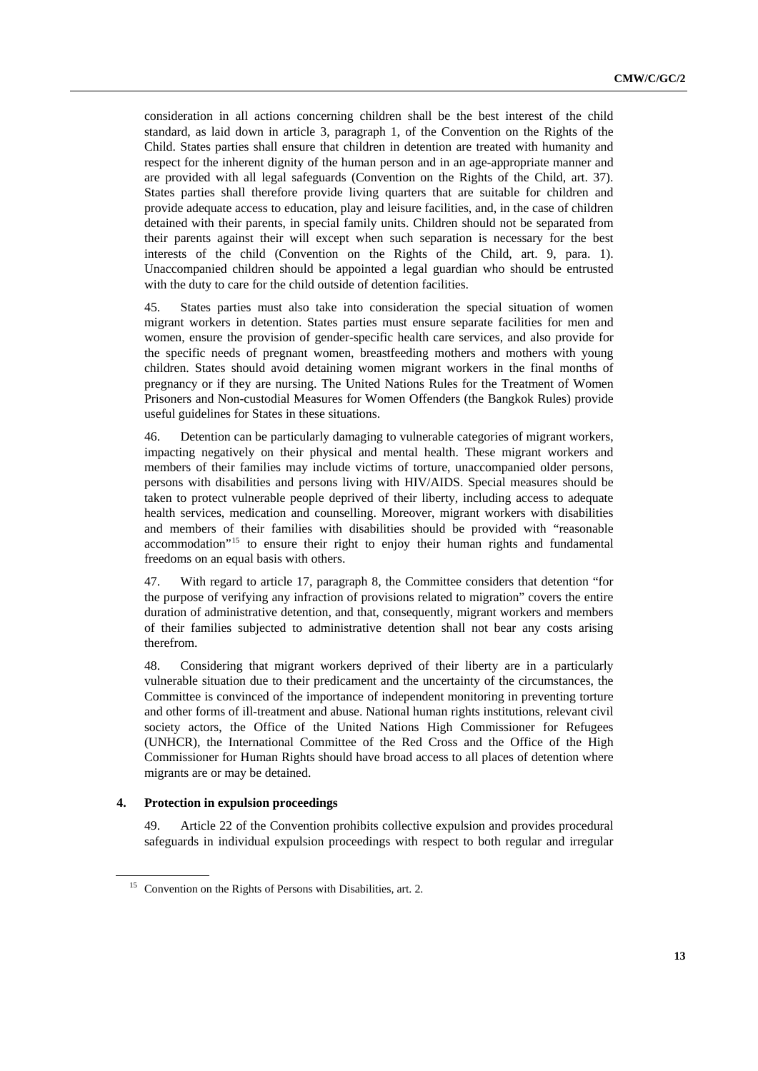consideration in all actions concerning children shall be the best interest of the child standard, as laid down in article 3, paragraph 1, of the Convention on the Rights of the Child. States parties shall ensure that children in detention are treated with humanity and respect for the inherent dignity of the human person and in an age-appropriate manner and are provided with all legal safeguards (Convention on the Rights of the Child, art. 37). States parties shall therefore provide living quarters that are suitable for children and provide adequate access to education, play and leisure facilities, and, in the case of children detained with their parents, in special family units. Children should not be separated from their parents against their will except when such separation is necessary for the best interests of the child (Convention on the Rights of the Child, art. 9, para. 1). Unaccompanied children should be appointed a legal guardian who should be entrusted with the duty to care for the child outside of detention facilities.

45. States parties must also take into consideration the special situation of women migrant workers in detention. States parties must ensure separate facilities for men and women, ensure the provision of gender-specific health care services, and also provide for the specific needs of pregnant women, breastfeeding mothers and mothers with young children. States should avoid detaining women migrant workers in the final months of pregnancy or if they are nursing. The United Nations Rules for the Treatment of Women Prisoners and Non-custodial Measures for Women Offenders (the Bangkok Rules) provide useful guidelines for States in these situations.

46. Detention can be particularly damaging to vulnerable categories of migrant workers, impacting negatively on their physical and mental health. These migrant workers and members of their families may include victims of torture, unaccompanied older persons, persons with disabilities and persons living with HIV/AIDS. Special measures should be taken to protect vulnerable people deprived of their liberty, including access to adequate health services, medication and counselling. Moreover, migrant workers with disabilities and members of their families with disabilities should be provided with "reasonable accommodation"[15] to ensure their right to enjoy their human rights and fundamental freedoms on an equal basis with others.

47. With regard to article 17, paragraph 8, the Committee considers that detention "for the purpose of verifying any infraction of provisions related to migration" covers the entire duration of administrative detention, and that, consequently, migrant workers and members of their families subjected to administrative detention shall not bear any costs arising therefrom.

48. Considering that migrant workers deprived of their liberty are in a particularly vulnerable situation due to their predicament and the uncertainty of the circumstances, the Committee is convinced of the importance of independent monitoring in preventing torture and other forms of ill-treatment and abuse. National human rights institutions, relevant civil society actors, the Office of the United Nations High Commissioner for Refugees (UNHCR), the International Committee of the Red Cross and the Office of the High Commissioner for Human Rights should have broad access to all places of detention where migrants are or may be detained.

### 4. Protection in expulsion proceedings

49. Article 22 of the Convention prohibits collective expulsion and provides procedural safeguards in individual expulsion proceedings with respect to both regular and irregular

[15] Convention on the Rights of Persons with Disabilities, art. 2.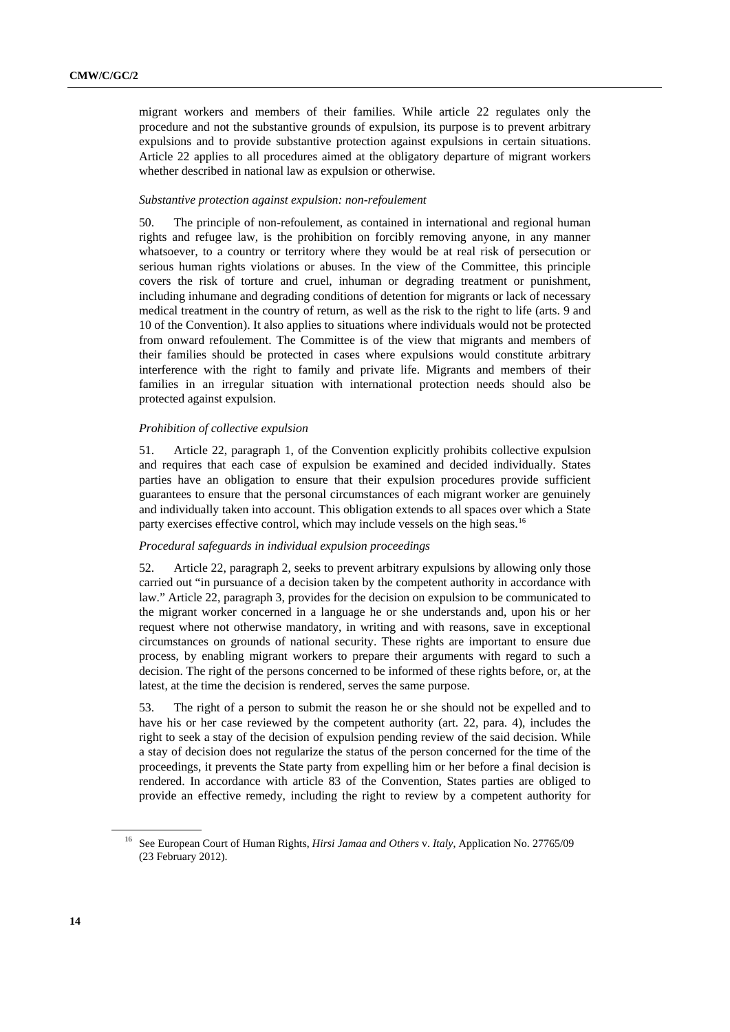migrant workers and members of their families. While article 22 regulates only the procedure and not the substantive grounds of expulsion, its purpose is to prevent arbitrary expulsions and to provide substantive protection against expulsions in certain situations. Article 22 applies to all procedures aimed at the obligatory departure of migrant workers whether described in national law as expulsion or otherwise.

*Substantive protection against expulsion: non-refoulement*

50. The principle of non-refoulement, as contained in international and regional human rights and refugee law, is the prohibition on forcibly removing anyone, in any manner whatsoever, to a country or territory where they would be at real risk of persecution or serious human rights violations or abuses. In the view of the Committee, this principle covers the risk of torture and cruel, inhuman or degrading treatment or punishment, including inhumane and degrading conditions of detention for migrants or lack of necessary medical treatment in the country of return, as well as the risk to the right to life (arts. 9 and 10 of the Convention). It also applies to situations where individuals would not be protected from onward refoulement. The Committee is of the view that migrants and members of their families should be protected in cases where expulsions would constitute arbitrary interference with the right to family and private life. Migrants and members of their families in an irregular situation with international protection needs should also be protected against expulsion.

*Prohibition of collective expulsion*

51. Article 22, paragraph 1, of the Convention explicitly prohibits collective expulsion and requires that each case of expulsion be examined and decided individually. States parties have an obligation to ensure that their expulsion procedures provide sufficient guarantees to ensure that the personal circumstances of each migrant worker are genuinely and individually taken into account. This obligation extends to all spaces over which a State party exercises effective control, which may include vessels on the high seas.[16]

*Procedural safeguards in individual expulsion proceedings*

52. Article 22, paragraph 2, seeks to prevent arbitrary expulsions by allowing only those carried out "in pursuance of a decision taken by the competent authority in accordance with law." Article 22, paragraph 3, provides for the decision on expulsion to be communicated to the migrant worker concerned in a language he or she understands and, upon his or her request where not otherwise mandatory, in writing and with reasons, save in exceptional circumstances on grounds of national security. These rights are important to ensure due process, by enabling migrant workers to prepare their arguments with regard to such a decision. The right of the persons concerned to be informed of these rights before, or, at the latest, at the time the decision is rendered, serves the same purpose.

53. The right of a person to submit the reason he or she should not be expelled and to have his or her case reviewed by the competent authority (art. 22, para. 4), includes the right to seek a stay of the decision of expulsion pending review of the said decision. While a stay of decision does not regularize the status of the person concerned for the time of the proceedings, it prevents the State party from expelling him or her before a final decision is rendered. In accordance with article 83 of the Convention, States parties are obliged to provide an effective remedy, including the right to review by a competent authority for

[16] See European Court of Human Rights, *Hirsi Jamaa and Others* v. *Italy*, Application No. 27765/09 (23 February 2012).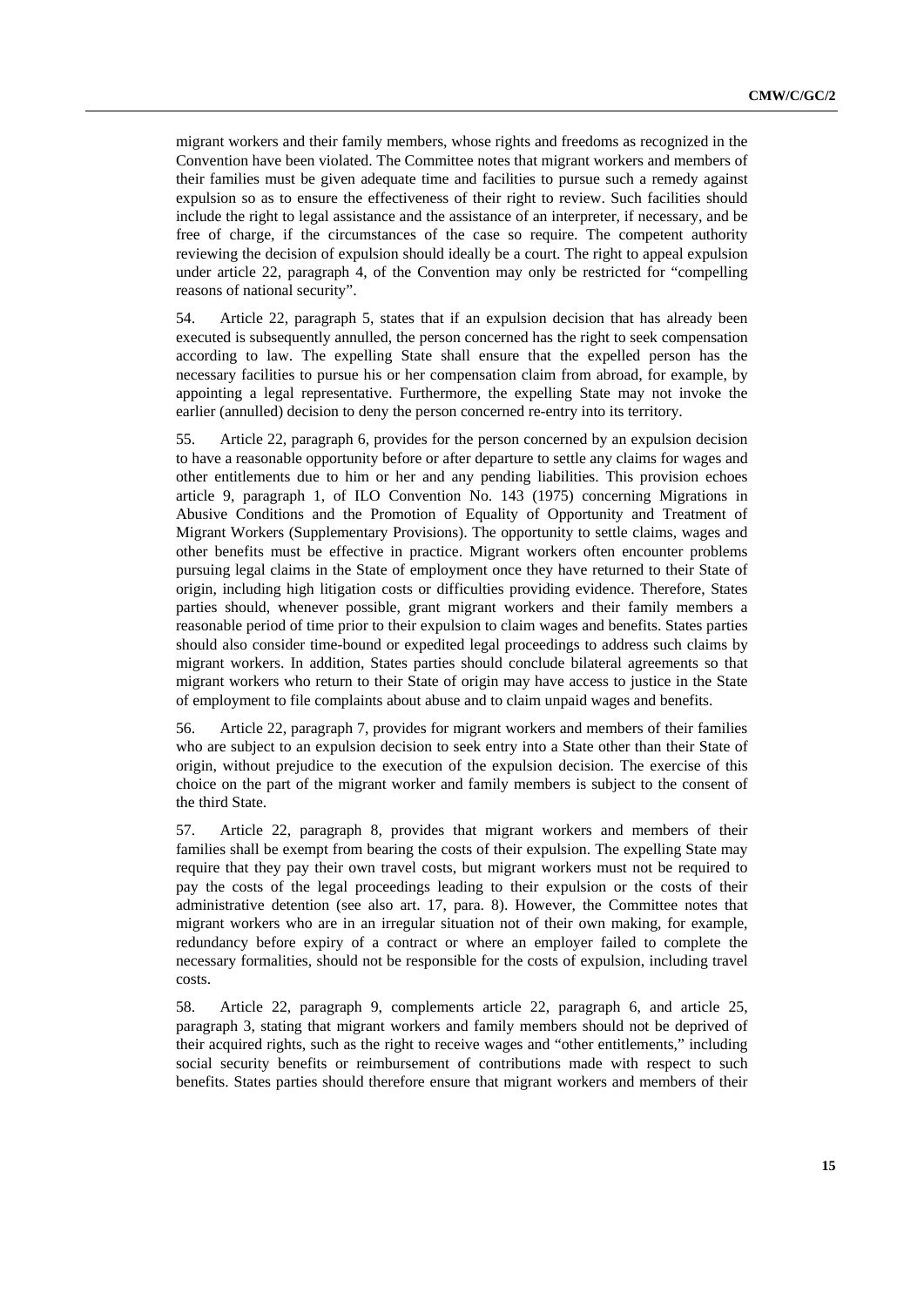migrant workers and their family members, whose rights and freedoms as recognized in the Convention have been violated. The Committee notes that migrant workers and members of their families must be given adequate time and facilities to pursue such a remedy against expulsion so as to ensure the effectiveness of their right to review. Such facilities should include the right to legal assistance and the assistance of an interpreter, if necessary, and be free of charge, if the circumstances of the case so require. The competent authority reviewing the decision of expulsion should ideally be a court. The right to appeal expulsion under article 22, paragraph 4, of the Convention may only be restricted for "compelling reasons of national security".

54. Article 22, paragraph 5, states that if an expulsion decision that has already been executed is subsequently annulled, the person concerned has the right to seek compensation according to law. The expelling State shall ensure that the expelled person has the necessary facilities to pursue his or her compensation claim from abroad, for example, by appointing a legal representative. Furthermore, the expelling State may not invoke the earlier (annulled) decision to deny the person concerned re-entry into its territory.

55. Article 22, paragraph 6, provides for the person concerned by an expulsion decision to have a reasonable opportunity before or after departure to settle any claims for wages and other entitlements due to him or her and any pending liabilities. This provision echoes article 9, paragraph 1, of ILO Convention No. 143 (1975) concerning Migrations in Abusive Conditions and the Promotion of Equality of Opportunity and Treatment of Migrant Workers (Supplementary Provisions). The opportunity to settle claims, wages and other benefits must be effective in practice. Migrant workers often encounter problems pursuing legal claims in the State of employment once they have returned to their State of origin, including high litigation costs or difficulties providing evidence. Therefore, States parties should, whenever possible, grant migrant workers and their family members a reasonable period of time prior to their expulsion to claim wages and benefits. States parties should also consider time-bound or expedited legal proceedings to address such claims by migrant workers. In addition, States parties should conclude bilateral agreements so that migrant workers who return to their State of origin may have access to justice in the State of employment to file complaints about abuse and to claim unpaid wages and benefits.

56. Article 22, paragraph 7, provides for migrant workers and members of their families who are subject to an expulsion decision to seek entry into a State other than their State of origin, without prejudice to the execution of the expulsion decision. The exercise of this choice on the part of the migrant worker and family members is subject to the consent of the third State.

57. Article 22, paragraph 8, provides that migrant workers and members of their families shall be exempt from bearing the costs of their expulsion. The expelling State may require that they pay their own travel costs, but migrant workers must not be required to pay the costs of the legal proceedings leading to their expulsion or the costs of their administrative detention (see also art. 17, para. 8). However, the Committee notes that migrant workers who are in an irregular situation not of their own making, for example, redundancy before expiry of a contract or where an employer failed to complete the necessary formalities, should not be responsible for the costs of expulsion, including travel costs.

58. Article 22, paragraph 9, complements article 22, paragraph 6, and article 25, paragraph 3, stating that migrant workers and family members should not be deprived of their acquired rights, such as the right to receive wages and "other entitlements," including social security benefits or reimbursement of contributions made with respect to such benefits. States parties should therefore ensure that migrant workers and members of their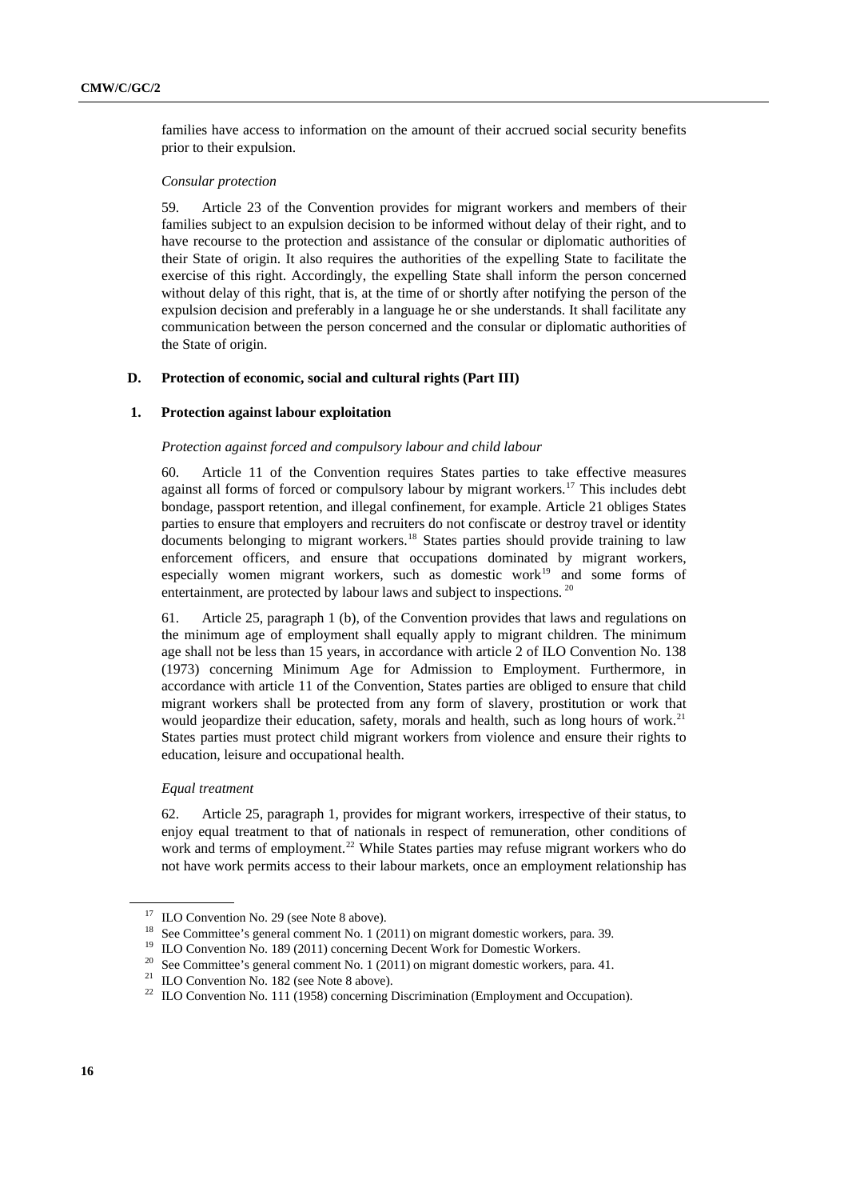families have access to information on the amount of their accrued social security benefits prior to their expulsion.

*Consular protection*

59. Article 23 of the Convention provides for migrant workers and members of their families subject to an expulsion decision to be informed without delay of their right, and to have recourse to the protection and assistance of the consular or diplomatic authorities of their State of origin. It also requires the authorities of the expelling State to facilitate the exercise of this right. Accordingly, the expelling State shall inform the person concerned without delay of this right, that is, at the time of or shortly after notifying the person of the expulsion decision and preferably in a language he or she understands. It shall facilitate any communication between the person concerned and the consular or diplomatic authorities of the State of origin.

### D. Protection of economic, social and cultural rights (Part III)

#### 1. Protection against labour exploitation

*Protection against forced and compulsory labour and child labour*

60. Article 11 of the Convention requires States parties to take effective measures against all forms of forced or compulsory labour by migrant workers.[17] This includes debt bondage, passport retention, and illegal confinement, for example. Article 21 obliges States parties to ensure that employers and recruiters do not confiscate or destroy travel or identity documents belonging to migrant workers.[18] States parties should provide training to law enforcement officers, and ensure that occupations dominated by migrant workers, especially women migrant workers, such as domestic work[19] and some forms of entertainment, are protected by labour laws and subject to inspections.[20]

61. Article 25, paragraph 1 (b), of the Convention provides that laws and regulations on the minimum age of employment shall equally apply to migrant children. The minimum age shall not be less than 15 years, in accordance with article 2 of ILO Convention No. 138 (1973) concerning Minimum Age for Admission to Employment. Furthermore, in accordance with article 11 of the Convention, States parties are obliged to ensure that child migrant workers shall be protected from any form of slavery, prostitution or work that would jeopardize their education, safety, morals and health, such as long hours of work.[21] States parties must protect child migrant workers from violence and ensure their rights to education, leisure and occupational health.

*Equal treatment*

62. Article 25, paragraph 1, provides for migrant workers, irrespective of their status, to enjoy equal treatment to that of nationals in respect of remuneration, other conditions of work and terms of employment.[22] While States parties may refuse migrant workers who do not have work permits access to their labour markets, once an employment relationship has

---

[17] ILO Convention No. 29 (see Note 8 above).

[18] See Committee's general comment No. 1 (2011) on migrant domestic workers, para. 39.

[19] ILO Convention No. 189 (2011) concerning Decent Work for Domestic Workers.

[20] See Committee's general comment No. 1 (2011) on migrant domestic workers, para. 41.

[21] ILO Convention No. 182 (see Note 8 above).

[22] ILO Convention No. 111 (1958) concerning Discrimination (Employment and Occupation).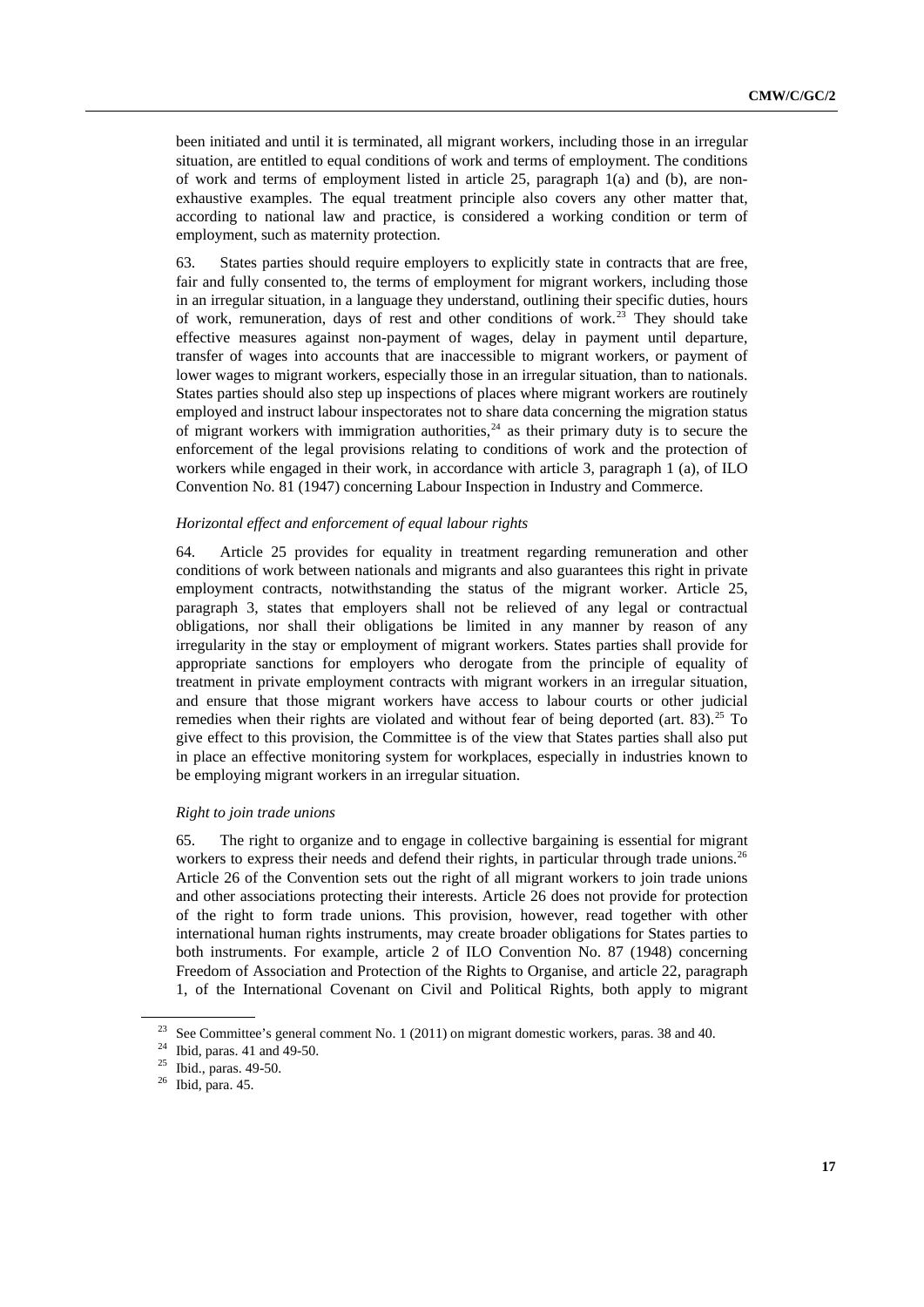been initiated and until it is terminated, all migrant workers, including those in an irregular situation, are entitled to equal conditions of work and terms of employment. The conditions of work and terms of employment listed in article 25, paragraph 1(a) and (b), are non-exhaustive examples. The equal treatment principle also covers any other matter that, according to national law and practice, is considered a working condition or term of employment, such as maternity protection.

63. States parties should require employers to explicitly state in contracts that are free, fair and fully consented to, the terms of employment for migrant workers, including those in an irregular situation, in a language they understand, outlining their specific duties, hours of work, remuneration, days of rest and other conditions of work.[23] They should take effective measures against non-payment of wages, delay in payment until departure, transfer of wages into accounts that are inaccessible to migrant workers, or payment of lower wages to migrant workers, especially those in an irregular situation, than to nationals. States parties should also step up inspections of places where migrant workers are routinely employed and instruct labour inspectorates not to share data concerning the migration status of migrant workers with immigration authorities,[24] as their primary duty is to secure the enforcement of the legal provisions relating to conditions of work and the protection of workers while engaged in their work, in accordance with article 3, paragraph 1 (a), of ILO Convention No. 81 (1947) concerning Labour Inspection in Industry and Commerce.

*Horizontal effect and enforcement of equal labour rights*

64. Article 25 provides for equality in treatment regarding remuneration and other conditions of work between nationals and migrants and also guarantees this right in private employment contracts, notwithstanding the status of the migrant worker. Article 25, paragraph 3, states that employers shall not be relieved of any legal or contractual obligations, nor shall their obligations be limited in any manner by reason of any irregularity in the stay or employment of migrant workers. States parties shall provide for appropriate sanctions for employers who derogate from the principle of equality of treatment in private employment contracts with migrant workers in an irregular situation, and ensure that those migrant workers have access to labour courts or other judicial remedies when their rights are violated and without fear of being deported (art. 83).[25] To give effect to this provision, the Committee is of the view that States parties shall also put in place an effective monitoring system for workplaces, especially in industries known to be employing migrant workers in an irregular situation.

*Right to join trade unions*

65. The right to organize and to engage in collective bargaining is essential for migrant workers to express their needs and defend their rights, in particular through trade unions.[26] Article 26 of the Convention sets out the right of all migrant workers to join trade unions and other associations protecting their interests. Article 26 does not provide for protection of the right to form trade unions. This provision, however, read together with other international human rights instruments, may create broader obligations for States parties to both instruments. For example, article 2 of ILO Convention No. 87 (1948) concerning Freedom of Association and Protection of the Rights to Organise, and article 22, paragraph 1, of the International Covenant on Civil and Political Rights, both apply to migrant

---

[23] See Committee's general comment No. 1 (2011) on migrant domestic workers, paras. 38 and 40.

[24] Ibid, paras. 41 and 49-50.

[25] Ibid., paras. 49-50.

[26] Ibid, para. 45.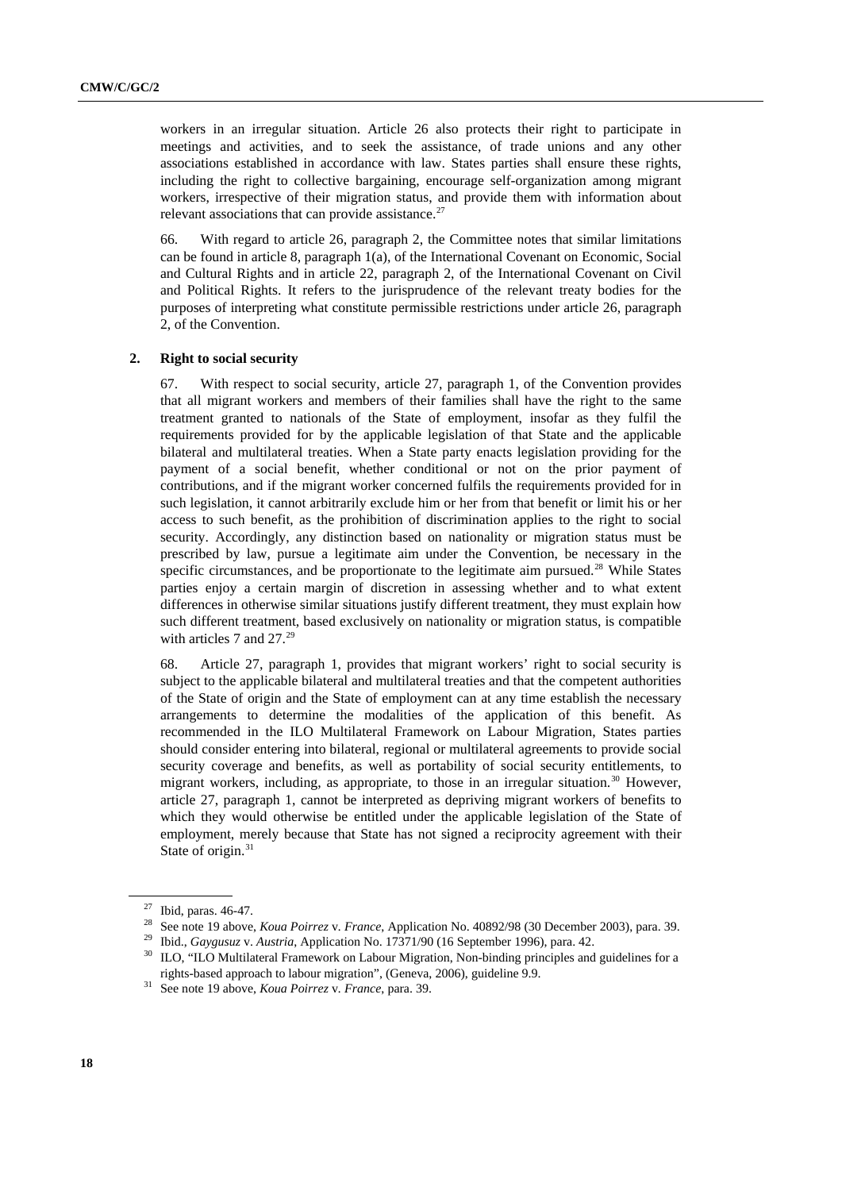workers in an irregular situation. Article 26 also protects their right to participate in meetings and activities, and to seek the assistance, of trade unions and any other associations established in accordance with law. States parties shall ensure these rights, including the right to collective bargaining, encourage self-organization among migrant workers, irrespective of their migration status, and provide them with information about relevant associations that can provide assistance.[27]

66. With regard to article 26, paragraph 2, the Committee notes that similar limitations can be found in article 8, paragraph 1(a), of the International Covenant on Economic, Social and Cultural Rights and in article 22, paragraph 2, of the International Covenant on Civil and Political Rights. It refers to the jurisprudence of the relevant treaty bodies for the purposes of interpreting what constitute permissible restrictions under article 26, paragraph 2, of the Convention.

### 2. Right to social security

67. With respect to social security, article 27, paragraph 1, of the Convention provides that all migrant workers and members of their families shall have the right to the same treatment granted to nationals of the State of employment, insofar as they fulfil the requirements provided for by the applicable legislation of that State and the applicable bilateral and multilateral treaties. When a State party enacts legislation providing for the payment of a social benefit, whether conditional or not on the prior payment of contributions, and if the migrant worker concerned fulfils the requirements provided for in such legislation, it cannot arbitrarily exclude him or her from that benefit or limit his or her access to such benefit, as the prohibition of discrimination applies to the right to social security. Accordingly, any distinction based on nationality or migration status must be prescribed by law, pursue a legitimate aim under the Convention, be necessary in the specific circumstances, and be proportionate to the legitimate aim pursued.[28] While States parties enjoy a certain margin of discretion in assessing whether and to what extent differences in otherwise similar situations justify different treatment, they must explain how such different treatment, based exclusively on nationality or migration status, is compatible with articles 7 and 27.[29]

68. Article 27, paragraph 1, provides that migrant workers' right to social security is subject to the applicable bilateral and multilateral treaties and that the competent authorities of the State of origin and the State of employment can at any time establish the necessary arrangements to determine the modalities of the application of this benefit. As recommended in the ILO Multilateral Framework on Labour Migration, States parties should consider entering into bilateral, regional or multilateral agreements to provide social security coverage and benefits, as well as portability of social security entitlements, to migrant workers, including, as appropriate, to those in an irregular situation.[30] However, article 27, paragraph 1, cannot be interpreted as depriving migrant workers of benefits to which they would otherwise be entitled under the applicable legislation of the State of employment, merely because that State has not signed a reciprocity agreement with their State of origin.[31]

---

[27] Ibid, paras. 46-47.

[28] See note 19 above, *Koua Poirrez* v. *France*, Application No. 40892/98 (30 December 2003), para. 39.

[29] Ibid., *Gaygusuz* v. *Austria*, Application No. 17371/90 (16 September 1996), para. 42.

[30] ILO, "ILO Multilateral Framework on Labour Migration, Non-binding principles and guidelines for a rights-based approach to labour migration", (Geneva, 2006), guideline 9.9.

[31] See note 19 above, *Koua Poirrez* v. *France*, para. 39.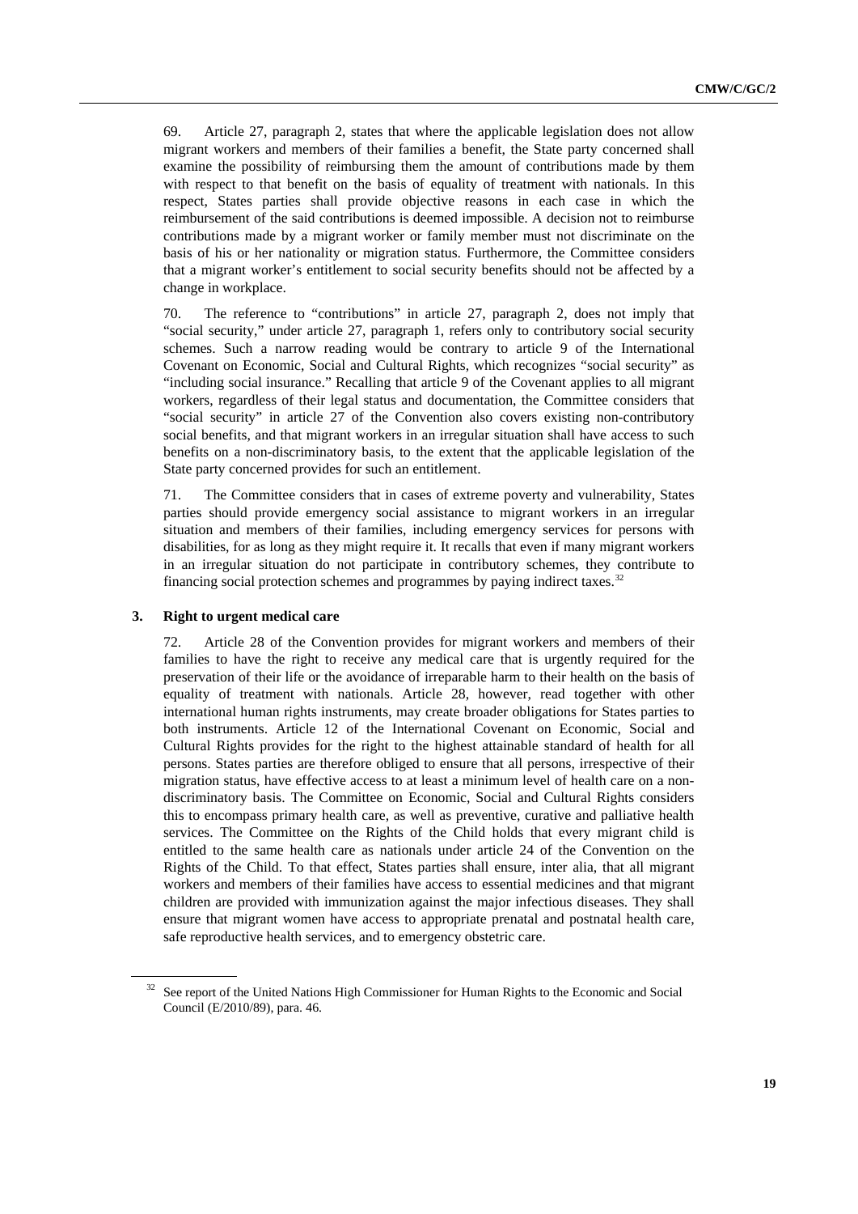69. Article 27, paragraph 2, states that where the applicable legislation does not allow migrant workers and members of their families a benefit, the State party concerned shall examine the possibility of reimbursing them the amount of contributions made by them with respect to that benefit on the basis of equality of treatment with nationals. In this respect, States parties shall provide objective reasons in each case in which the reimbursement of the said contributions is deemed impossible. A decision not to reimburse contributions made by a migrant worker or family member must not discriminate on the basis of his or her nationality or migration status. Furthermore, the Committee considers that a migrant worker's entitlement to social security benefits should not be affected by a change in workplace.

70. The reference to "contributions" in article 27, paragraph 2, does not imply that "social security," under article 27, paragraph 1, refers only to contributory social security schemes. Such a narrow reading would be contrary to article 9 of the International Covenant on Economic, Social and Cultural Rights, which recognizes "social security" as "including social insurance." Recalling that article 9 of the Covenant applies to all migrant workers, regardless of their legal status and documentation, the Committee considers that "social security" in article 27 of the Convention also covers existing non-contributory social benefits, and that migrant workers in an irregular situation shall have access to such benefits on a non-discriminatory basis, to the extent that the applicable legislation of the State party concerned provides for such an entitlement.

71. The Committee considers that in cases of extreme poverty and vulnerability, States parties should provide emergency social assistance to migrant workers in an irregular situation and members of their families, including emergency services for persons with disabilities, for as long as they might require it. It recalls that even if many migrant workers in an irregular situation do not participate in contributory schemes, they contribute to financing social protection schemes and programmes by paying indirect taxes.[32]

### 3. Right to urgent medical care

72. Article 28 of the Convention provides for migrant workers and members of their families to have the right to receive any medical care that is urgently required for the preservation of their life or the avoidance of irreparable harm to their health on the basis of equality of treatment with nationals. Article 28, however, read together with other international human rights instruments, may create broader obligations for States parties to both instruments. Article 12 of the International Covenant on Economic, Social and Cultural Rights provides for the right to the highest attainable standard of health for all persons. States parties are therefore obliged to ensure that all persons, irrespective of their migration status, have effective access to at least a minimum level of health care on a non-discriminatory basis. The Committee on Economic, Social and Cultural Rights considers this to encompass primary health care, as well as preventive, curative and palliative health services. The Committee on the Rights of the Child holds that every migrant child is entitled to the same health care as nationals under article 24 of the Convention on the Rights of the Child. To that effect, States parties shall ensure, inter alia, that all migrant workers and members of their families have access to essential medicines and that migrant children are provided with immunization against the major infectious diseases. They shall ensure that migrant women have access to appropriate prenatal and postnatal health care, safe reproductive health services, and to emergency obstetric care.

[32] See report of the United Nations High Commissioner for Human Rights to the Economic and Social Council (E/2010/89), para. 46.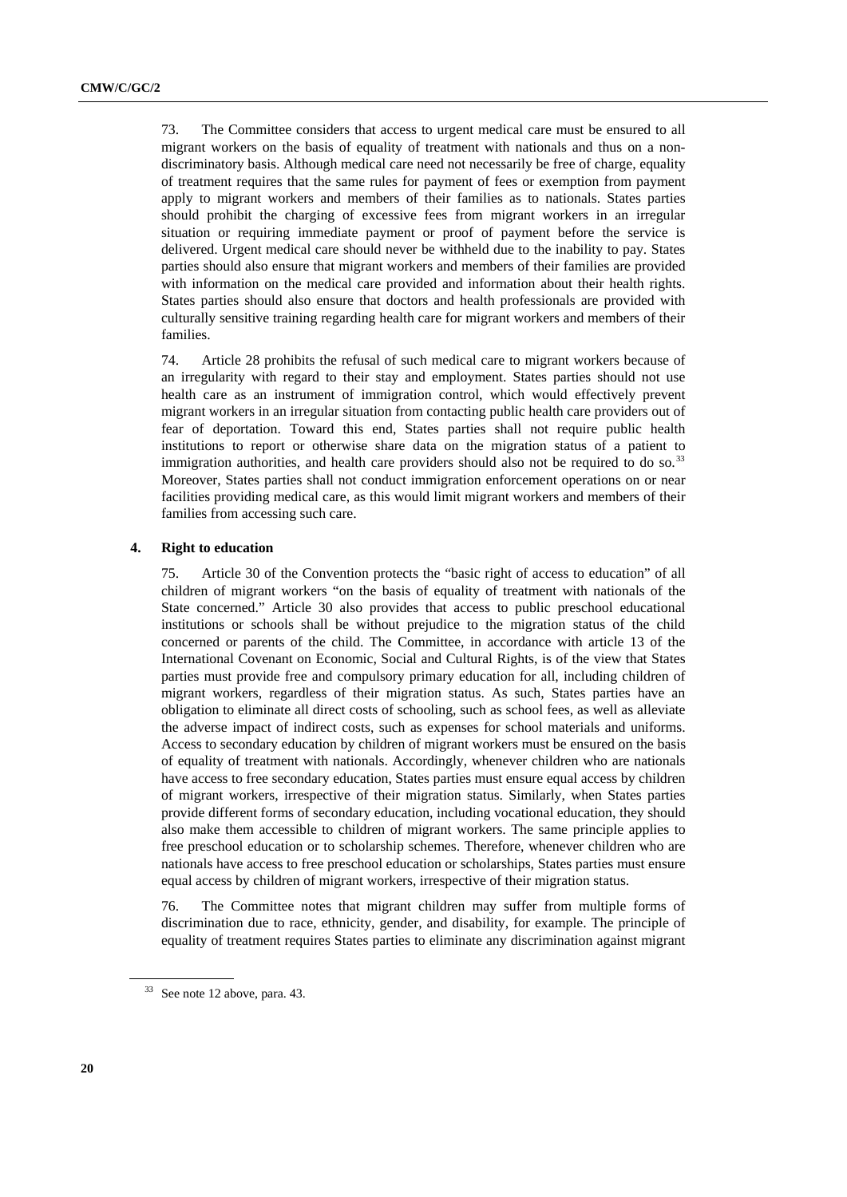73. The Committee considers that access to urgent medical care must be ensured to all migrant workers on the basis of equality of treatment with nationals and thus on a non-discriminatory basis. Although medical care need not necessarily be free of charge, equality of treatment requires that the same rules for payment of fees or exemption from payment apply to migrant workers and members of their families as to nationals. States parties should prohibit the charging of excessive fees from migrant workers in an irregular situation or requiring immediate payment or proof of payment before the service is delivered. Urgent medical care should never be withheld due to the inability to pay. States parties should also ensure that migrant workers and members of their families are provided with information on the medical care provided and information about their health rights. States parties should also ensure that doctors and health professionals are provided with culturally sensitive training regarding health care for migrant workers and members of their families.

74. Article 28 prohibits the refusal of such medical care to migrant workers because of an irregularity with regard to their stay and employment. States parties should not use health care as an instrument of immigration control, which would effectively prevent migrant workers in an irregular situation from contacting public health care providers out of fear of deportation. Toward this end, States parties shall not require public health institutions to report or otherwise share data on the migration status of a patient to immigration authorities, and health care providers should also not be required to do so.[33] Moreover, States parties shall not conduct immigration enforcement operations on or near facilities providing medical care, as this would limit migrant workers and members of their families from accessing such care.

#### 4. Right to education

75. Article 30 of the Convention protects the "basic right of access to education" of all children of migrant workers "on the basis of equality of treatment with nationals of the State concerned." Article 30 also provides that access to public preschool educational institutions or schools shall be without prejudice to the migration status of the child concerned or parents of the child. The Committee, in accordance with article 13 of the International Covenant on Economic, Social and Cultural Rights, is of the view that States parties must provide free and compulsory primary education for all, including children of migrant workers, regardless of their migration status. As such, States parties have an obligation to eliminate all direct costs of schooling, such as school fees, as well as alleviate the adverse impact of indirect costs, such as expenses for school materials and uniforms. Access to secondary education by children of migrant workers must be ensured on the basis of equality of treatment with nationals. Accordingly, whenever children who are nationals have access to free secondary education, States parties must ensure equal access by children of migrant workers, irrespective of their migration status. Similarly, when States parties provide different forms of secondary education, including vocational education, they should also make them accessible to children of migrant workers. The same principle applies to free preschool education or to scholarship schemes. Therefore, whenever children who are nationals have access to free preschool education or scholarships, States parties must ensure equal access by children of migrant workers, irrespective of their migration status.

76. The Committee notes that migrant children may suffer from multiple forms of discrimination due to race, ethnicity, gender, and disability, for example. The principle of equality of treatment requires States parties to eliminate any discrimination against migrant

---

[33] See note 12 above, para. 43.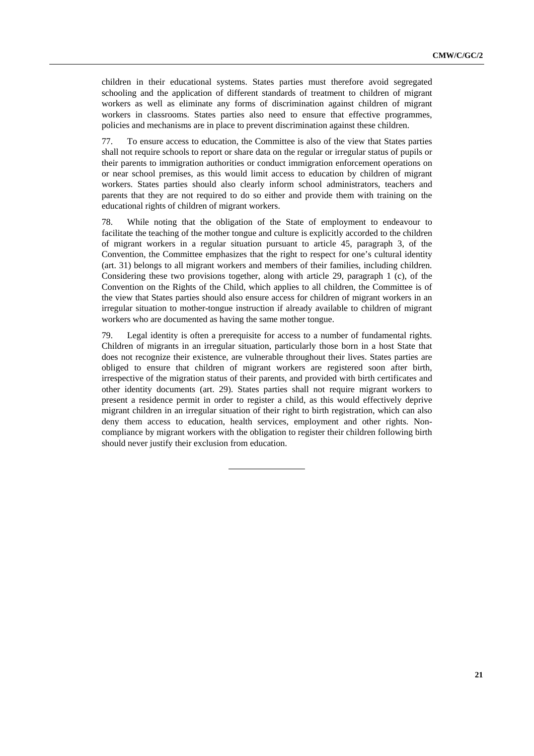children in their educational systems. States parties must therefore avoid segregated schooling and the application of different standards of treatment to children of migrant workers as well as eliminate any forms of discrimination against children of migrant workers in classrooms. States parties also need to ensure that effective programmes, policies and mechanisms are in place to prevent discrimination against these children.

77. To ensure access to education, the Committee is also of the view that States parties shall not require schools to report or share data on the regular or irregular status of pupils or their parents to immigration authorities or conduct immigration enforcement operations on or near school premises, as this would limit access to education by children of migrant workers. States parties should also clearly inform school administrators, teachers and parents that they are not required to do so either and provide them with training on the educational rights of children of migrant workers.

78. While noting that the obligation of the State of employment to endeavour to facilitate the teaching of the mother tongue and culture is explicitly accorded to the children of migrant workers in a regular situation pursuant to article 45, paragraph 3, of the Convention, the Committee emphasizes that the right to respect for one's cultural identity (art. 31) belongs to all migrant workers and members of their families, including children. Considering these two provisions together, along with article 29, paragraph 1 (c), of the Convention on the Rights of the Child, which applies to all children, the Committee is of the view that States parties should also ensure access for children of migrant workers in an irregular situation to mother-tongue instruction if already available to children of migrant workers who are documented as having the same mother tongue.

79. Legal identity is often a prerequisite for access to a number of fundamental rights. Children of migrants in an irregular situation, particularly those born in a host State that does not recognize their existence, are vulnerable throughout their lives. States parties are obliged to ensure that children of migrant workers are registered soon after birth, irrespective of the migration status of their parents, and provided with birth certificates and other identity documents (art. 29). States parties shall not require migrant workers to present a residence permit in order to register a child, as this would effectively deprive migrant children in an irregular situation of their right to birth registration, which can also deny them access to education, health services, employment and other rights. Non-compliance by migrant workers with the obligation to register their children following birth should never justify their exclusion from education.